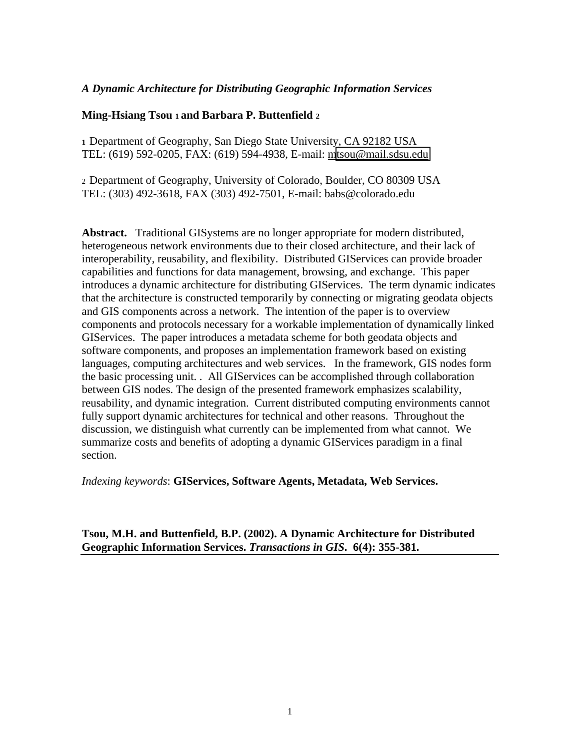*A Dynamic Architecture for Distributing Geographic Information Services*

**Ming-Hsiang Tsou [1] and Barbara P. Buttenfield [2]**

[1] Department of Geography, San Diego State University, CA 92182 USA
TEL: (619) 592-0205, FAX: (619) 594-4938, E-mail: mtsou@mail.sdsu.edu

[2] Department of Geography, University of Colorado, Boulder, CO 80309 USA
TEL: (303) 492-3618, FAX (303) 492-7501, E-mail: babs@colorado.edu

**Abstract.** Traditional GISystems are no longer appropriate for modern distributed, heterogeneous network environments due to their closed architecture, and their lack of interoperability, reusability, and flexibility. Distributed GIServices can provide broader capabilities and functions for data management, browsing, and exchange. This paper introduces a dynamic architecture for distributing GIServices. The term dynamic indicates that the architecture is constructed temporarily by connecting or migrating geodata objects and GIS components across a network. The intention of the paper is to overview components and protocols necessary for a workable implementation of dynamically linked GIServices. The paper introduces a metadata scheme for both geodata objects and software components, and proposes an implementation framework based on existing languages, computing architectures and web services. In the framework, GIS nodes form the basic processing unit. . All GIServices can be accomplished through collaboration between GIS nodes. The design of the presented framework emphasizes scalability, reusability, and dynamic integration. Current distributed computing environments cannot fully support dynamic architectures for technical and other reasons. Throughout the discussion, we distinguish what currently can be implemented from what cannot. We summarize costs and benefits of adopting a dynamic GIServices paradigm in a final section.

*Indexing keywords*: **GIServices, Software Agents, Metadata, Web Services.**

**Tsou, M.H. and Buttenfield, B.P. (2002). A Dynamic Architecture for Distributed Geographic Information Services. *Transactions in GIS*. 6(4): 355-381.**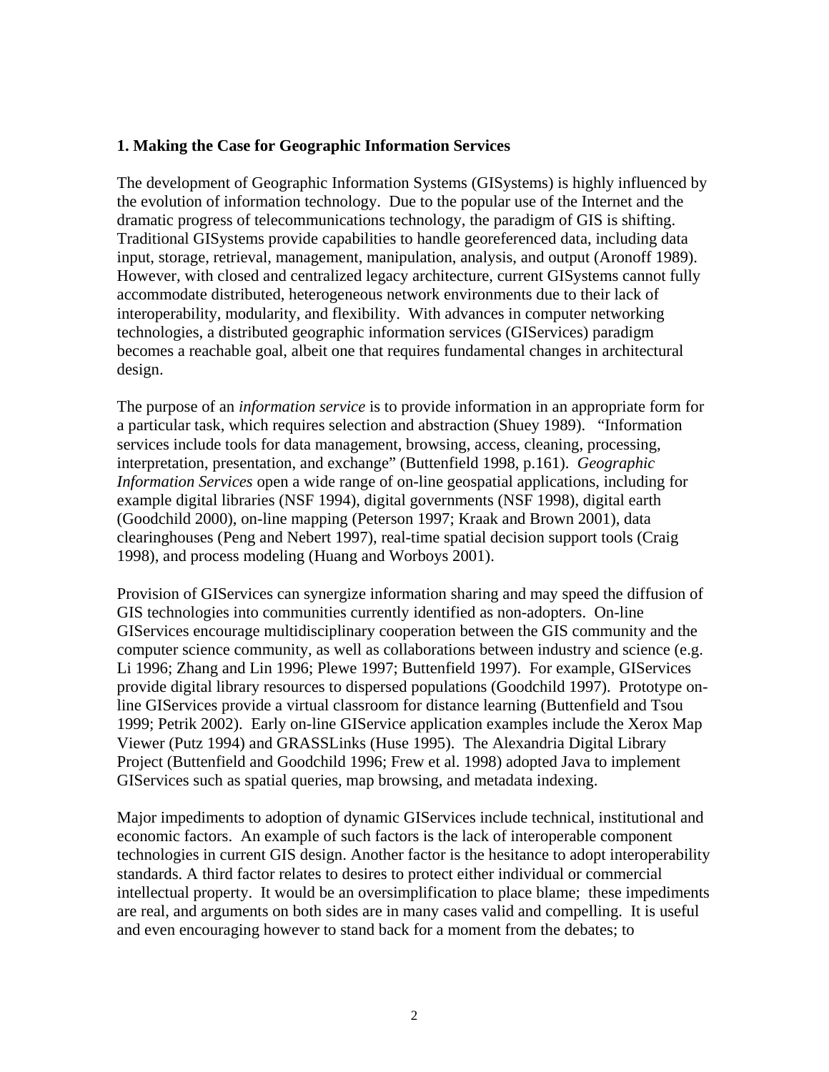## 1. Making the Case for Geographic Information Services

The development of Geographic Information Systems (GISystems) is highly influenced by the evolution of information technology. Due to the popular use of the Internet and the dramatic progress of telecommunications technology, the paradigm of GIS is shifting. Traditional GISystems provide capabilities to handle georeferenced data, including data input, storage, retrieval, management, manipulation, analysis, and output (Aronoff 1989). However, with closed and centralized legacy architecture, current GISystems cannot fully accommodate distributed, heterogeneous network environments due to their lack of interoperability, modularity, and flexibility. With advances in computer networking technologies, a distributed geographic information services (GIServices) paradigm becomes a reachable goal, albeit one that requires fundamental changes in architectural design.

The purpose of an *information service* is to provide information in an appropriate form for a particular task, which requires selection and abstraction (Shuey 1989). "Information services include tools for data management, browsing, access, cleaning, processing, interpretation, presentation, and exchange" (Buttenfield 1998, p.161). *Geographic Information Services* open a wide range of on-line geospatial applications, including for example digital libraries (NSF 1994), digital governments (NSF 1998), digital earth (Goodchild 2000), on-line mapping (Peterson 1997; Kraak and Brown 2001), data clearinghouses (Peng and Nebert 1997), real-time spatial decision support tools (Craig 1998), and process modeling (Huang and Worboys 2001).

Provision of GIServices can synergize information sharing and may speed the diffusion of GIS technologies into communities currently identified as non-adopters. On-line GIServices encourage multidisciplinary cooperation between the GIS community and the computer science community, as well as collaborations between industry and science (e.g. Li 1996; Zhang and Lin 1996; Plewe 1997; Buttenfield 1997). For example, GIServices provide digital library resources to dispersed populations (Goodchild 1997). Prototype on-line GIServices provide a virtual classroom for distance learning (Buttenfield and Tsou 1999; Petrik 2002). Early on-line GIService application examples include the Xerox Map Viewer (Putz 1994) and GRASSLinks (Huse 1995). The Alexandria Digital Library Project (Buttenfield and Goodchild 1996; Frew et al. 1998) adopted Java to implement GIServices such as spatial queries, map browsing, and metadata indexing.

Major impediments to adoption of dynamic GIServices include technical, institutional and economic factors. An example of such factors is the lack of interoperable component technologies in current GIS design. Another factor is the hesitance to adopt interoperability standards. A third factor relates to desires to protect either individual or commercial intellectual property. It would be an oversimplification to place blame; these impediments are real, and arguments on both sides are in many cases valid and compelling. It is useful and even encouraging however to stand back for a moment from the debates; to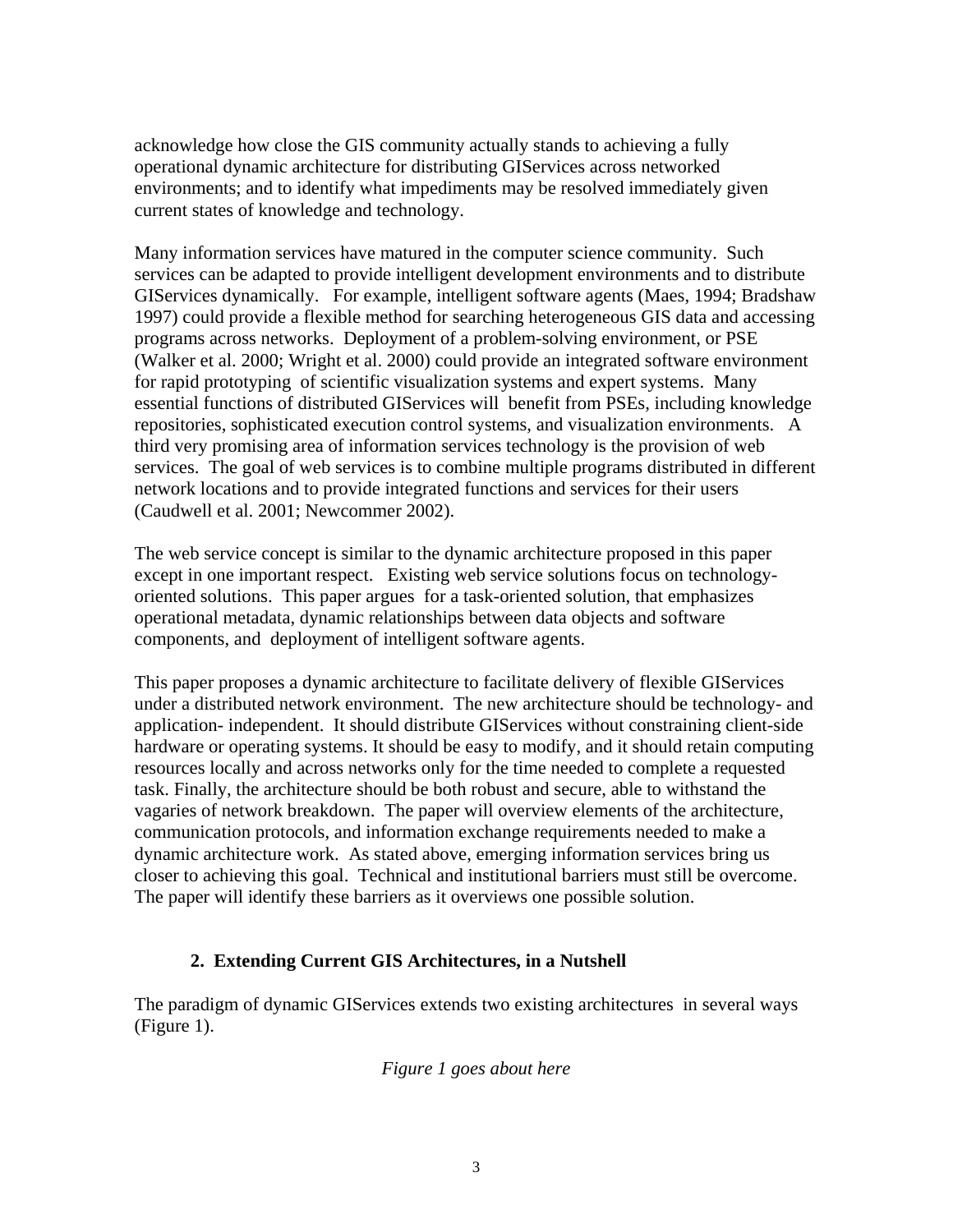acknowledge how close the GIS community actually stands to achieving a fully operational dynamic architecture for distributing GIServices across networked environments; and to identify what impediments may be resolved immediately given current states of knowledge and technology.

Many information services have matured in the computer science community. Such services can be adapted to provide intelligent development environments and to distribute GIServices dynamically. For example, intelligent software agents (Maes, 1994; Bradshaw 1997) could provide a flexible method for searching heterogeneous GIS data and accessing programs across networks. Deployment of a problem-solving environment, or PSE (Walker et al. 2000; Wright et al. 2000) could provide an integrated software environment for rapid prototyping of scientific visualization systems and expert systems. Many essential functions of distributed GIServices will benefit from PSEs, including knowledge repositories, sophisticated execution control systems, and visualization environments. A third very promising area of information services technology is the provision of web services. The goal of web services is to combine multiple programs distributed in different network locations and to provide integrated functions and services for their users (Caudwell et al. 2001; Newcommer 2002).

The web service concept is similar to the dynamic architecture proposed in this paper except in one important respect. Existing web service solutions focus on technology-oriented solutions. This paper argues for a task-oriented solution, that emphasizes operational metadata, dynamic relationships between data objects and software components, and deployment of intelligent software agents.

This paper proposes a dynamic architecture to facilitate delivery of flexible GIServices under a distributed network environment. The new architecture should be technology- and application- independent. It should distribute GIServices without constraining client-side hardware or operating systems. It should be easy to modify, and it should retain computing resources locally and across networks only for the time needed to complete a requested task. Finally, the architecture should be both robust and secure, able to withstand the vagaries of network breakdown. The paper will overview elements of the architecture, communication protocols, and information exchange requirements needed to make a dynamic architecture work. As stated above, emerging information services bring us closer to achieving this goal. Technical and institutional barriers must still be overcome. The paper will identify these barriers as it overviews one possible solution.

## 2. Extending Current GIS Architectures, in a Nutshell

The paradigm of dynamic GIServices extends two existing architectures in several ways (Figure 1).

*Figure 1 goes about here*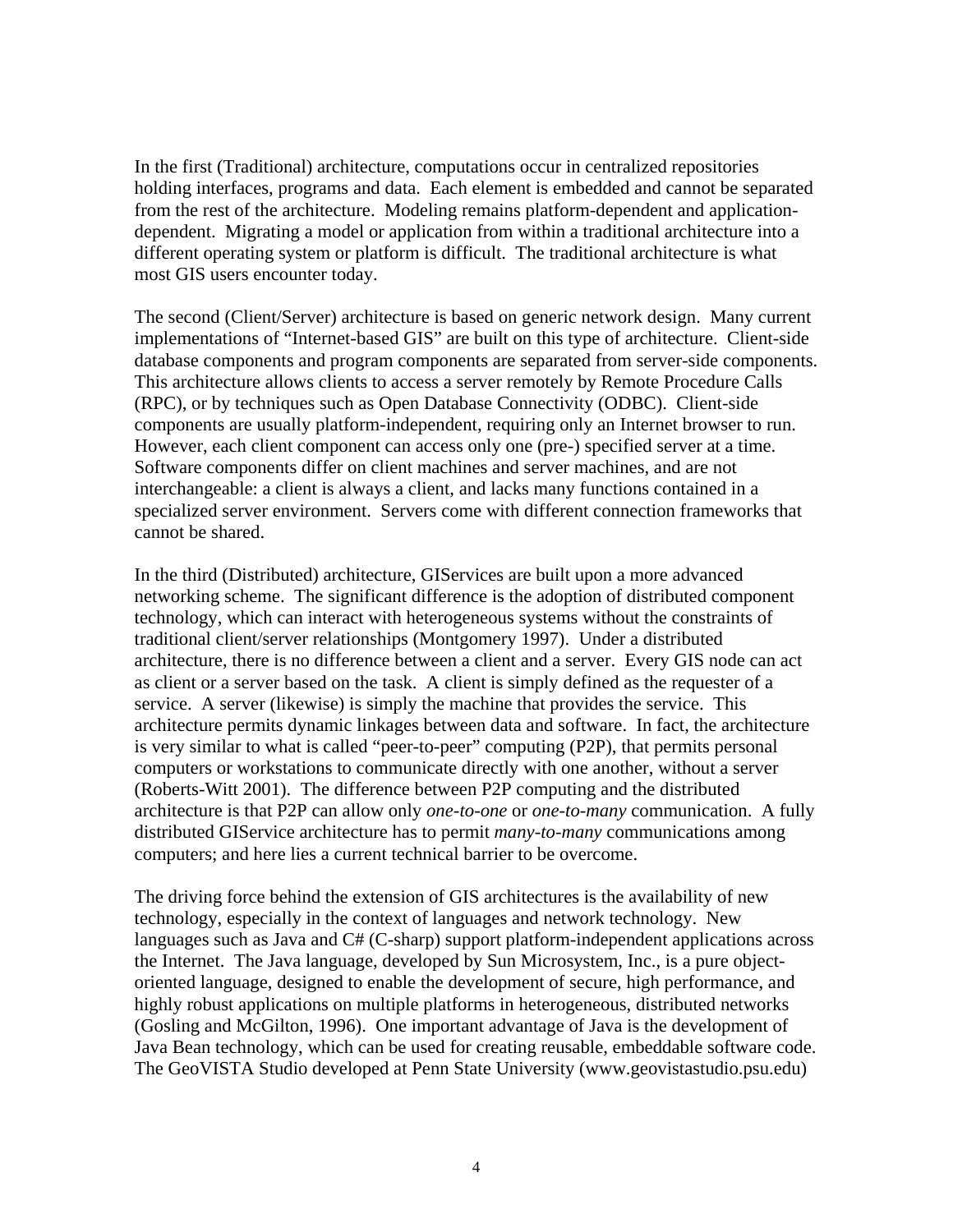In the first (Traditional) architecture, computations occur in centralized repositories holding interfaces, programs and data. Each element is embedded and cannot be separated from the rest of the architecture. Modeling remains platform-dependent and application-dependent. Migrating a model or application from within a traditional architecture into a different operating system or platform is difficult. The traditional architecture is what most GIS users encounter today.

The second (Client/Server) architecture is based on generic network design. Many current implementations of "Internet-based GIS" are built on this type of architecture. Client-side database components and program components are separated from server-side components. This architecture allows clients to access a server remotely by Remote Procedure Calls (RPC), or by techniques such as Open Database Connectivity (ODBC). Client-side components are usually platform-independent, requiring only an Internet browser to run. However, each client component can access only one (pre-) specified server at a time. Software components differ on client machines and server machines, and are not interchangeable: a client is always a client, and lacks many functions contained in a specialized server environment. Servers come with different connection frameworks that cannot be shared.

In the third (Distributed) architecture, GIServices are built upon a more advanced networking scheme. The significant difference is the adoption of distributed component technology, which can interact with heterogeneous systems without the constraints of traditional client/server relationships (Montgomery 1997). Under a distributed architecture, there is no difference between a client and a server. Every GIS node can act as client or a server based on the task. A client is simply defined as the requester of a service. A server (likewise) is simply the machine that provides the service. This architecture permits dynamic linkages between data and software. In fact, the architecture is very similar to what is called "peer-to-peer" computing (P2P), that permits personal computers or workstations to communicate directly with one another, without a server (Roberts-Witt 2001). The difference between P2P computing and the distributed architecture is that P2P can allow only *one-to-one* or *one-to-many* communication. A fully distributed GIService architecture has to permit *many-to-many* communications among computers; and here lies a current technical barrier to be overcome.

The driving force behind the extension of GIS architectures is the availability of new technology, especially in the context of languages and network technology. New languages such as Java and C# (C-sharp) support platform-independent applications across the Internet. The Java language, developed by Sun Microsystem, Inc., is a pure object-oriented language, designed to enable the development of secure, high performance, and highly robust applications on multiple platforms in heterogeneous, distributed networks (Gosling and McGilton, 1996). One important advantage of Java is the development of Java Bean technology, which can be used for creating reusable, embeddable software code. The GeoVISTA Studio developed at Penn State University (www.geovistastudio.psu.edu)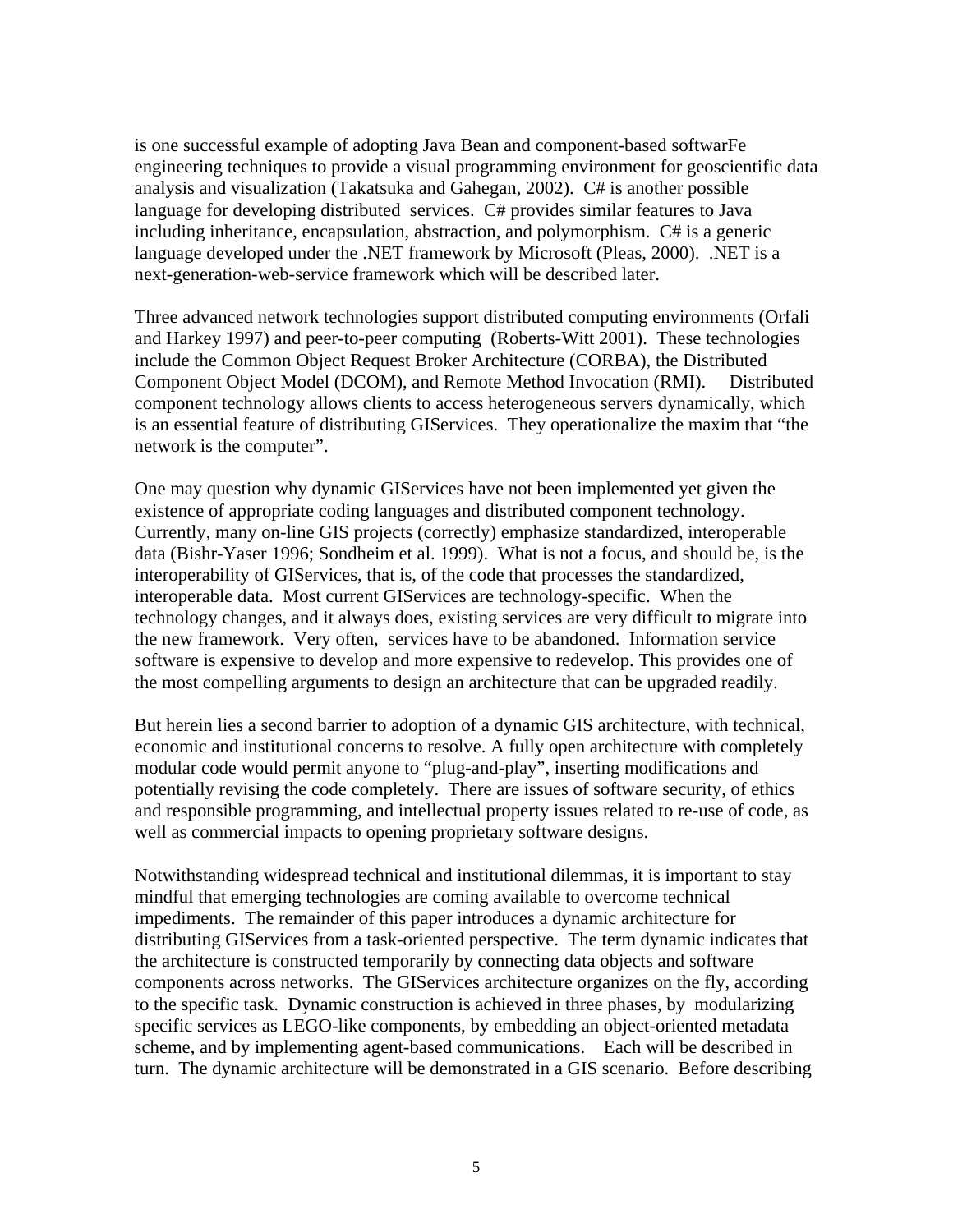is one successful example of adopting Java Bean and component-based softwarFe engineering techniques to provide a visual programming environment for geoscientific data analysis and visualization (Takatsuka and Gahegan, 2002). C# is another possible language for developing distributed services. C# provides similar features to Java including inheritance, encapsulation, abstraction, and polymorphism. C# is a generic language developed under the .NET framework by Microsoft (Pleas, 2000). .NET is a next-generation-web-service framework which will be described later.

Three advanced network technologies support distributed computing environments (Orfali and Harkey 1997) and peer-to-peer computing (Roberts-Witt 2001). These technologies include the Common Object Request Broker Architecture (CORBA), the Distributed Component Object Model (DCOM), and Remote Method Invocation (RMI). Distributed component technology allows clients to access heterogeneous servers dynamically, which is an essential feature of distributing GIServices. They operationalize the maxim that "the network is the computer".

One may question why dynamic GIServices have not been implemented yet given the existence of appropriate coding languages and distributed component technology. Currently, many on-line GIS projects (correctly) emphasize standardized, interoperable data (Bishr-Yaser 1996; Sondheim et al. 1999). What is not a focus, and should be, is the interoperability of GIServices, that is, of the code that processes the standardized, interoperable data. Most current GIServices are technology-specific. When the technology changes, and it always does, existing services are very difficult to migrate into the new framework. Very often, services have to be abandoned. Information service software is expensive to develop and more expensive to redevelop. This provides one of the most compelling arguments to design an architecture that can be upgraded readily.

But herein lies a second barrier to adoption of a dynamic GIS architecture, with technical, economic and institutional concerns to resolve. A fully open architecture with completely modular code would permit anyone to "plug-and-play", inserting modifications and potentially revising the code completely. There are issues of software security, of ethics and responsible programming, and intellectual property issues related to re-use of code, as well as commercial impacts to opening proprietary software designs.

Notwithstanding widespread technical and institutional dilemmas, it is important to stay mindful that emerging technologies are coming available to overcome technical impediments. The remainder of this paper introduces a dynamic architecture for distributing GIServices from a task-oriented perspective. The term dynamic indicates that the architecture is constructed temporarily by connecting data objects and software components across networks. The GIServices architecture organizes on the fly, according to the specific task. Dynamic construction is achieved in three phases, by modularizing specific services as LEGO-like components, by embedding an object-oriented metadata scheme, and by implementing agent-based communications. Each will be described in turn. The dynamic architecture will be demonstrated in a GIS scenario. Before describing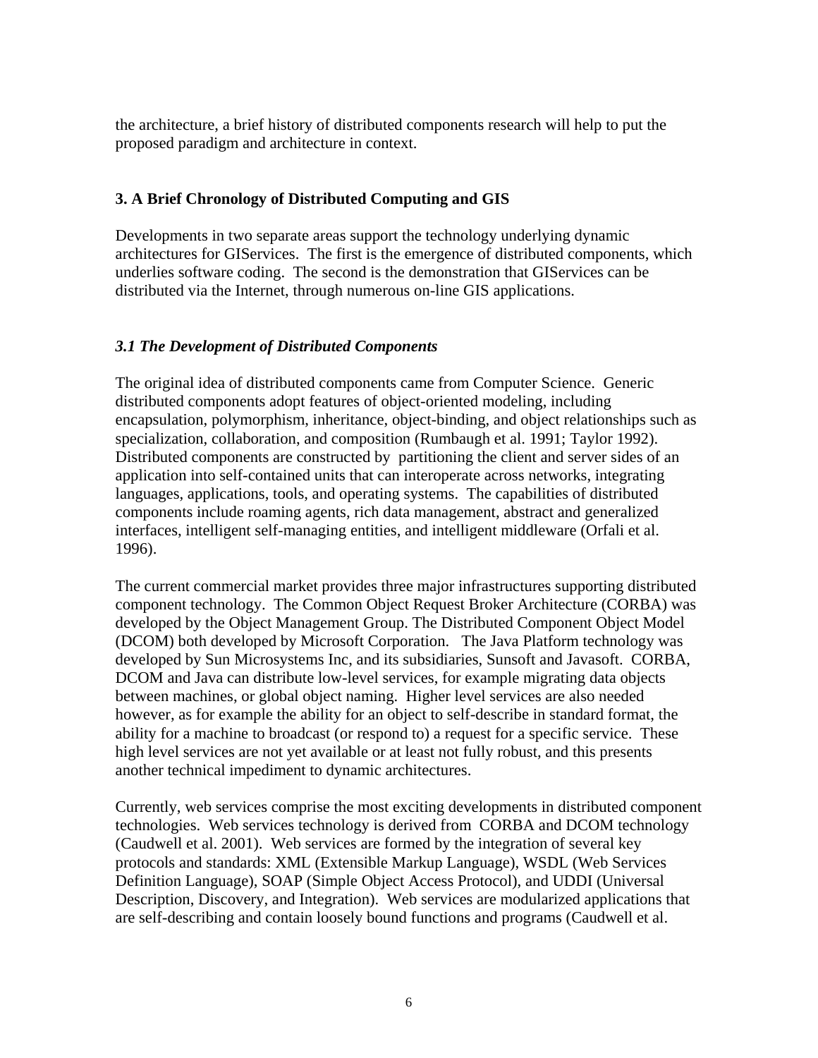the architecture, a brief history of distributed components research will help to put the proposed paradigm and architecture in context.

## 3. A Brief Chronology of Distributed Computing and GIS

Developments in two separate areas support the technology underlying dynamic architectures for GIServices. The first is the emergence of distributed components, which underlies software coding. The second is the demonstration that GIServices can be distributed via the Internet, through numerous on-line GIS applications.

### *3.1 The Development of Distributed Components*

The original idea of distributed components came from Computer Science. Generic distributed components adopt features of object-oriented modeling, including encapsulation, polymorphism, inheritance, object-binding, and object relationships such as specialization, collaboration, and composition (Rumbaugh et al. 1991; Taylor 1992). Distributed components are constructed by partitioning the client and server sides of an application into self-contained units that can interoperate across networks, integrating languages, applications, tools, and operating systems. The capabilities of distributed components include roaming agents, rich data management, abstract and generalized interfaces, intelligent self-managing entities, and intelligent middleware (Orfali et al. 1996).

The current commercial market provides three major infrastructures supporting distributed component technology. The Common Object Request Broker Architecture (CORBA) was developed by the Object Management Group. The Distributed Component Object Model (DCOM) both developed by Microsoft Corporation. The Java Platform technology was developed by Sun Microsystems Inc, and its subsidiaries, Sunsoft and Javasoft. CORBA, DCOM and Java can distribute low-level services, for example migrating data objects between machines, or global object naming. Higher level services are also needed however, as for example the ability for an object to self-describe in standard format, the ability for a machine to broadcast (or respond to) a request for a specific service. These high level services are not yet available or at least not fully robust, and this presents another technical impediment to dynamic architectures.

Currently, web services comprise the most exciting developments in distributed component technologies. Web services technology is derived from CORBA and DCOM technology (Caudwell et al. 2001). Web services are formed by the integration of several key protocols and standards: XML (Extensible Markup Language), WSDL (Web Services Definition Language), SOAP (Simple Object Access Protocol), and UDDI (Universal Description, Discovery, and Integration). Web services are modularized applications that are self-describing and contain loosely bound functions and programs (Caudwell et al.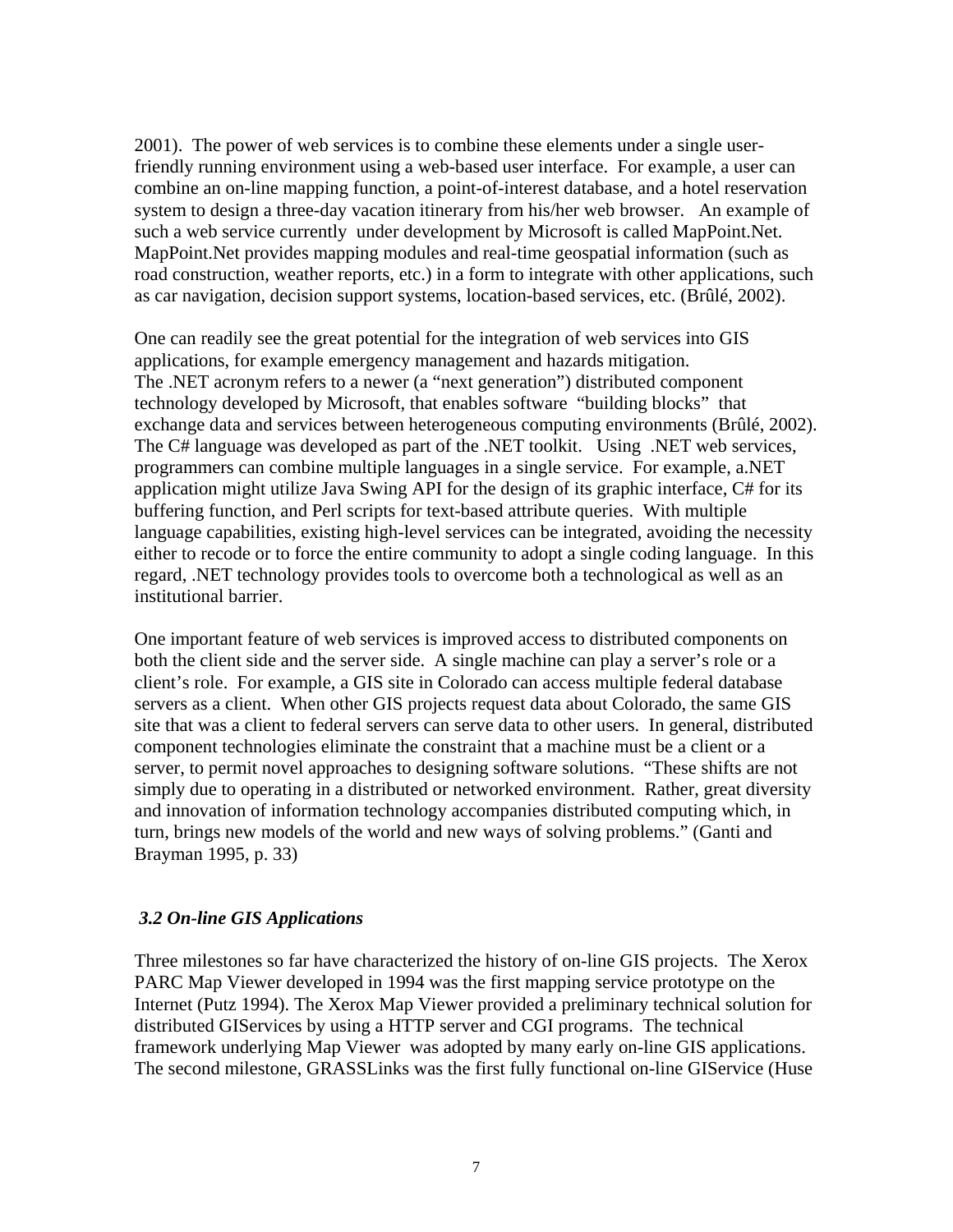2001). The power of web services is to combine these elements under a single user-friendly running environment using a web-based user interface. For example, a user can combine an on-line mapping function, a point-of-interest database, and a hotel reservation system to design a three-day vacation itinerary from his/her web browser. An example of such a web service currently under development by Microsoft is called MapPoint.Net. MapPoint.Net provides mapping modules and real-time geospatial information (such as road construction, weather reports, etc.) in a form to integrate with other applications, such as car navigation, decision support systems, location-based services, etc. (Brûlé, 2002).

One can readily see the great potential for the integration of web services into GIS applications, for example emergency management and hazards mitigation. The .NET acronym refers to a newer (a "next generation") distributed component technology developed by Microsoft, that enables software "building blocks" that exchange data and services between heterogeneous computing environments (Brûlé, 2002). The C# language was developed as part of the .NET toolkit. Using .NET web services, programmers can combine multiple languages in a single service. For example, a.NET application might utilize Java Swing API for the design of its graphic interface, C# for its buffering function, and Perl scripts for text-based attribute queries. With multiple language capabilities, existing high-level services can be integrated, avoiding the necessity either to recode or to force the entire community to adopt a single coding language. In this regard, .NET technology provides tools to overcome both a technological as well as an institutional barrier.

One important feature of web services is improved access to distributed components on both the client side and the server side. A single machine can play a server's role or a client's role. For example, a GIS site in Colorado can access multiple federal database servers as a client. When other GIS projects request data about Colorado, the same GIS site that was a client to federal servers can serve data to other users. In general, distributed component technologies eliminate the constraint that a machine must be a client or a server, to permit novel approaches to designing software solutions. "These shifts are not simply due to operating in a distributed or networked environment. Rather, great diversity and innovation of information technology accompanies distributed computing which, in turn, brings new models of the world and new ways of solving problems." (Ganti and Brayman 1995, p. 33)

### *3.2 On-line GIS Applications*

Three milestones so far have characterized the history of on-line GIS projects. The Xerox PARC Map Viewer developed in 1994 was the first mapping service prototype on the Internet (Putz 1994). The Xerox Map Viewer provided a preliminary technical solution for distributed GIServices by using a HTTP server and CGI programs. The technical framework underlying Map Viewer was adopted by many early on-line GIS applications. The second milestone, GRASSLinks was the first fully functional on-line GIService (Huse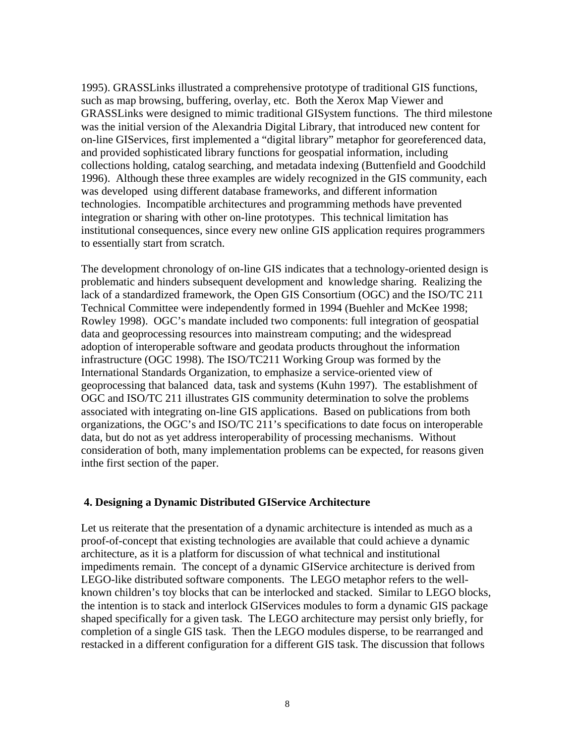1995). GRASSLinks illustrated a comprehensive prototype of traditional GIS functions, such as map browsing, buffering, overlay, etc. Both the Xerox Map Viewer and GRASSLinks were designed to mimic traditional GISystem functions. The third milestone was the initial version of the Alexandria Digital Library, that introduced new content for on-line GIServices, first implemented a "digital library" metaphor for georeferenced data, and provided sophisticated library functions for geospatial information, including collections holding, catalog searching, and metadata indexing (Buttenfield and Goodchild 1996). Although these three examples are widely recognized in the GIS community, each was developed using different database frameworks, and different information technologies. Incompatible architectures and programming methods have prevented integration or sharing with other on-line prototypes. This technical limitation has institutional consequences, since every new online GIS application requires programmers to essentially start from scratch.

The development chronology of on-line GIS indicates that a technology-oriented design is problematic and hinders subsequent development and knowledge sharing. Realizing the lack of a standardized framework, the Open GIS Consortium (OGC) and the ISO/TC 211 Technical Committee were independently formed in 1994 (Buehler and McKee 1998; Rowley 1998). OGC's mandate included two components: full integration of geospatial data and geoprocessing resources into mainstream computing; and the widespread adoption of interoperable software and geodata products throughout the information infrastructure (OGC 1998). The ISO/TC211 Working Group was formed by the International Standards Organization, to emphasize a service-oriented view of geoprocessing that balanced data, task and systems (Kuhn 1997). The establishment of OGC and ISO/TC 211 illustrates GIS community determination to solve the problems associated with integrating on-line GIS applications. Based on publications from both organizations, the OGC's and ISO/TC 211's specifications to date focus on interoperable data, but do not as yet address interoperability of processing mechanisms. Without consideration of both, many implementation problems can be expected, for reasons given inthe first section of the paper.

## 4. Designing a Dynamic Distributed GIService Architecture

Let us reiterate that the presentation of a dynamic architecture is intended as much as a proof-of-concept that existing technologies are available that could achieve a dynamic architecture, as it is a platform for discussion of what technical and institutional impediments remain. The concept of a dynamic GIService architecture is derived from LEGO-like distributed software components. The LEGO metaphor refers to the well-known children's toy blocks that can be interlocked and stacked. Similar to LEGO blocks, the intention is to stack and interlock GIServices modules to form a dynamic GIS package shaped specifically for a given task. The LEGO architecture may persist only briefly, for completion of a single GIS task. Then the LEGO modules disperse, to be rearranged and restacked in a different configuration for a different GIS task. The discussion that follows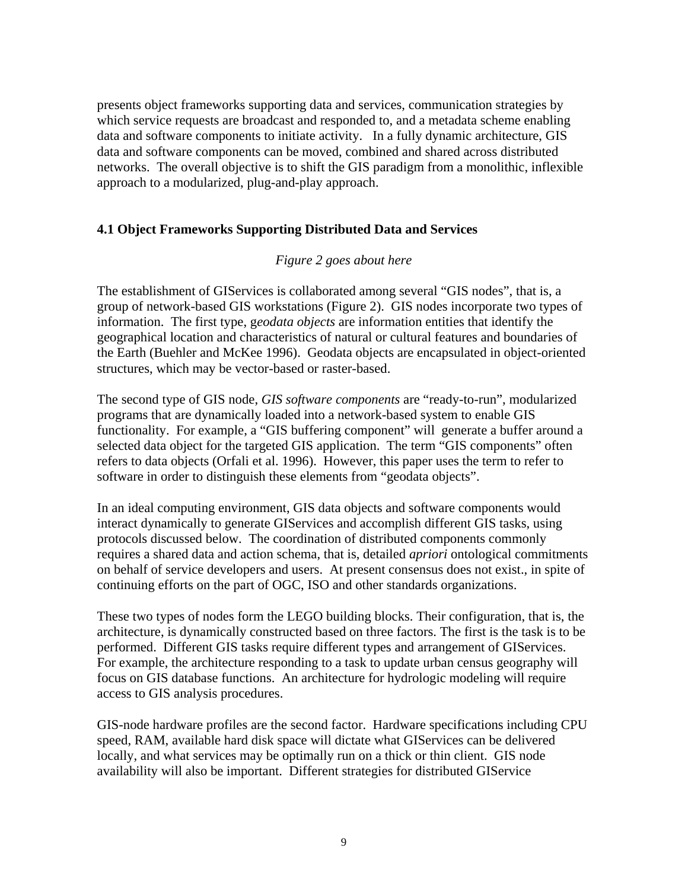presents object frameworks supporting data and services, communication strategies by which service requests are broadcast and responded to, and a metadata scheme enabling data and software components to initiate activity. In a fully dynamic architecture, GIS data and software components can be moved, combined and shared across distributed networks. The overall objective is to shift the GIS paradigm from a monolithic, inflexible approach to a modularized, plug-and-play approach.

### 4.1 Object Frameworks Supporting Distributed Data and Services

*Figure 2 goes about here*

The establishment of GIServices is collaborated among several "GIS nodes", that is, a group of network-based GIS workstations (Figure 2). GIS nodes incorporate two types of information. The first type, g*eodata objects* are information entities that identify the geographical location and characteristics of natural or cultural features and boundaries of the Earth (Buehler and McKee 1996). Geodata objects are encapsulated in object-oriented structures, which may be vector-based or raster-based.

The second type of GIS node, *GIS software components* are "ready-to-run", modularized programs that are dynamically loaded into a network-based system to enable GIS functionality. For example, a "GIS buffering component" will generate a buffer around a selected data object for the targeted GIS application. The term "GIS components" often refers to data objects (Orfali et al. 1996). However, this paper uses the term to refer to software in order to distinguish these elements from "geodata objects".

In an ideal computing environment, GIS data objects and software components would interact dynamically to generate GIServices and accomplish different GIS tasks, using protocols discussed below. The coordination of distributed components commonly requires a shared data and action schema, that is, detailed *apriori* ontological commitments on behalf of service developers and users. At present consensus does not exist., in spite of continuing efforts on the part of OGC, ISO and other standards organizations.

These two types of nodes form the LEGO building blocks. Their configuration, that is, the architecture, is dynamically constructed based on three factors. The first is the task is to be performed. Different GIS tasks require different types and arrangement of GIServices. For example, the architecture responding to a task to update urban census geography will focus on GIS database functions. An architecture for hydrologic modeling will require access to GIS analysis procedures.

GIS-node hardware profiles are the second factor. Hardware specifications including CPU speed, RAM, available hard disk space will dictate what GIServices can be delivered locally, and what services may be optimally run on a thick or thin client. GIS node availability will also be important. Different strategies for distributed GIService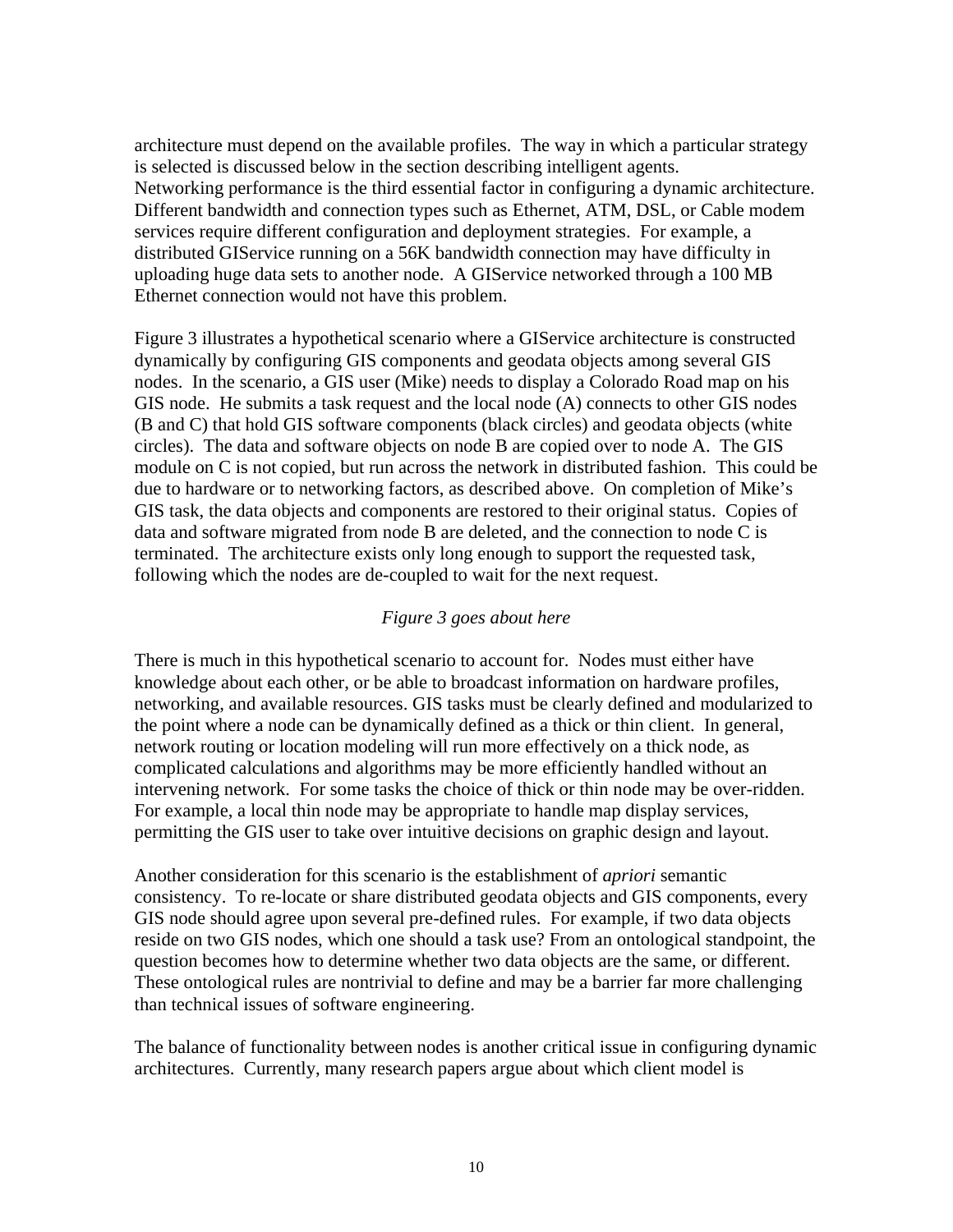architecture must depend on the available profiles. The way in which a particular strategy is selected is discussed below in the section describing intelligent agents.
Networking performance is the third essential factor in configuring a dynamic architecture. Different bandwidth and connection types such as Ethernet, ATM, DSL, or Cable modem services require different configuration and deployment strategies. For example, a distributed GIService running on a 56K bandwidth connection may have difficulty in uploading huge data sets to another node. A GIService networked through a 100 MB Ethernet connection would not have this problem.

Figure 3 illustrates a hypothetical scenario where a GIService architecture is constructed dynamically by configuring GIS components and geodata objects among several GIS nodes. In the scenario, a GIS user (Mike) needs to display a Colorado Road map on his GIS node. He submits a task request and the local node (A) connects to other GIS nodes (B and C) that hold GIS software components (black circles) and geodata objects (white circles). The data and software objects on node B are copied over to node A. The GIS module on C is not copied, but run across the network in distributed fashion. This could be due to hardware or to networking factors, as described above. On completion of Mike's GIS task, the data objects and components are restored to their original status. Copies of data and software migrated from node B are deleted, and the connection to node C is terminated. The architecture exists only long enough to support the requested task, following which the nodes are de-coupled to wait for the next request.

*Figure 3 goes about here*

There is much in this hypothetical scenario to account for. Nodes must either have knowledge about each other, or be able to broadcast information on hardware profiles, networking, and available resources. GIS tasks must be clearly defined and modularized to the point where a node can be dynamically defined as a thick or thin client. In general, network routing or location modeling will run more effectively on a thick node, as complicated calculations and algorithms may be more efficiently handled without an intervening network. For some tasks the choice of thick or thin node may be over-ridden. For example, a local thin node may be appropriate to handle map display services, permitting the GIS user to take over intuitive decisions on graphic design and layout.

Another consideration for this scenario is the establishment of *apriori* semantic consistency. To re-locate or share distributed geodata objects and GIS components, every GIS node should agree upon several pre-defined rules. For example, if two data objects reside on two GIS nodes, which one should a task use? From an ontological standpoint, the question becomes how to determine whether two data objects are the same, or different. These ontological rules are nontrivial to define and may be a barrier far more challenging than technical issues of software engineering.

The balance of functionality between nodes is another critical issue in configuring dynamic architectures. Currently, many research papers argue about which client model is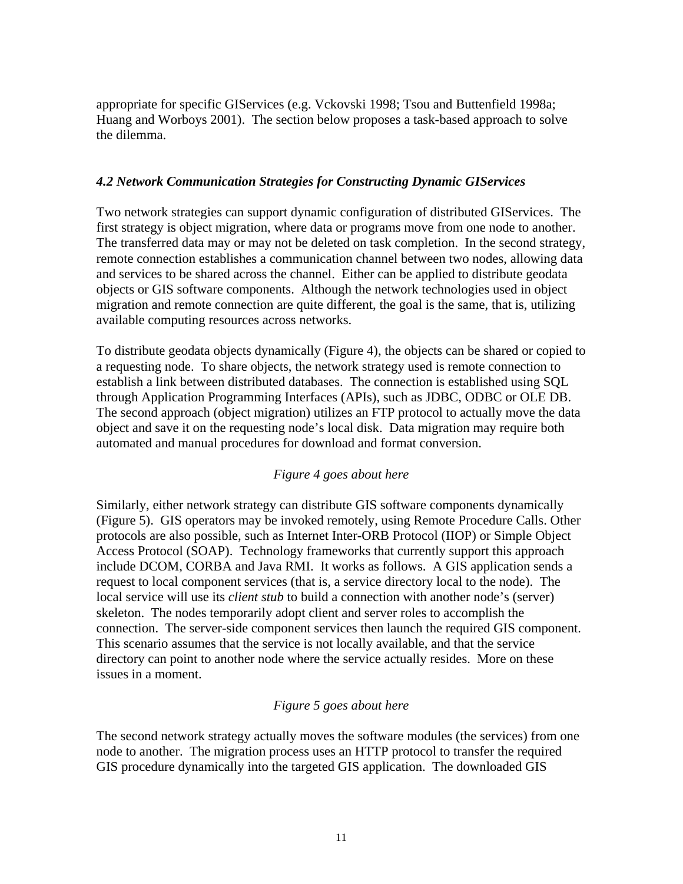appropriate for specific GIServices (e.g. Vckovski 1998; Tsou and Buttenfield 1998a; Huang and Worboys 2001). The section below proposes a task-based approach to solve the dilemma.

### *4.2 Network Communication Strategies for Constructing Dynamic GIServices*

Two network strategies can support dynamic configuration of distributed GIServices. The first strategy is object migration, where data or programs move from one node to another. The transferred data may or may not be deleted on task completion. In the second strategy, remote connection establishes a communication channel between two nodes, allowing data and services to be shared across the channel. Either can be applied to distribute geodata objects or GIS software components. Although the network technologies used in object migration and remote connection are quite different, the goal is the same, that is, utilizing available computing resources across networks.

To distribute geodata objects dynamically (Figure 4), the objects can be shared or copied to a requesting node. To share objects, the network strategy used is remote connection to establish a link between distributed databases. The connection is established using SQL through Application Programming Interfaces (APIs), such as JDBC, ODBC or OLE DB. The second approach (object migration) utilizes an FTP protocol to actually move the data object and save it on the requesting node's local disk. Data migration may require both automated and manual procedures for download and format conversion.

*Figure 4 goes about here*

Similarly, either network strategy can distribute GIS software components dynamically (Figure 5). GIS operators may be invoked remotely, using Remote Procedure Calls. Other protocols are also possible, such as Internet Inter-ORB Protocol (IIOP) or Simple Object Access Protocol (SOAP). Technology frameworks that currently support this approach include DCOM, CORBA and Java RMI. It works as follows. A GIS application sends a request to local component services (that is, a service directory local to the node). The local service will use its *client stub* to build a connection with another node's (server) skeleton. The nodes temporarily adopt client and server roles to accomplish the connection. The server-side component services then launch the required GIS component. This scenario assumes that the service is not locally available, and that the service directory can point to another node where the service actually resides. More on these issues in a moment.

*Figure 5 goes about here*

The second network strategy actually moves the software modules (the services) from one node to another. The migration process uses an HTTP protocol to transfer the required GIS procedure dynamically into the targeted GIS application. The downloaded GIS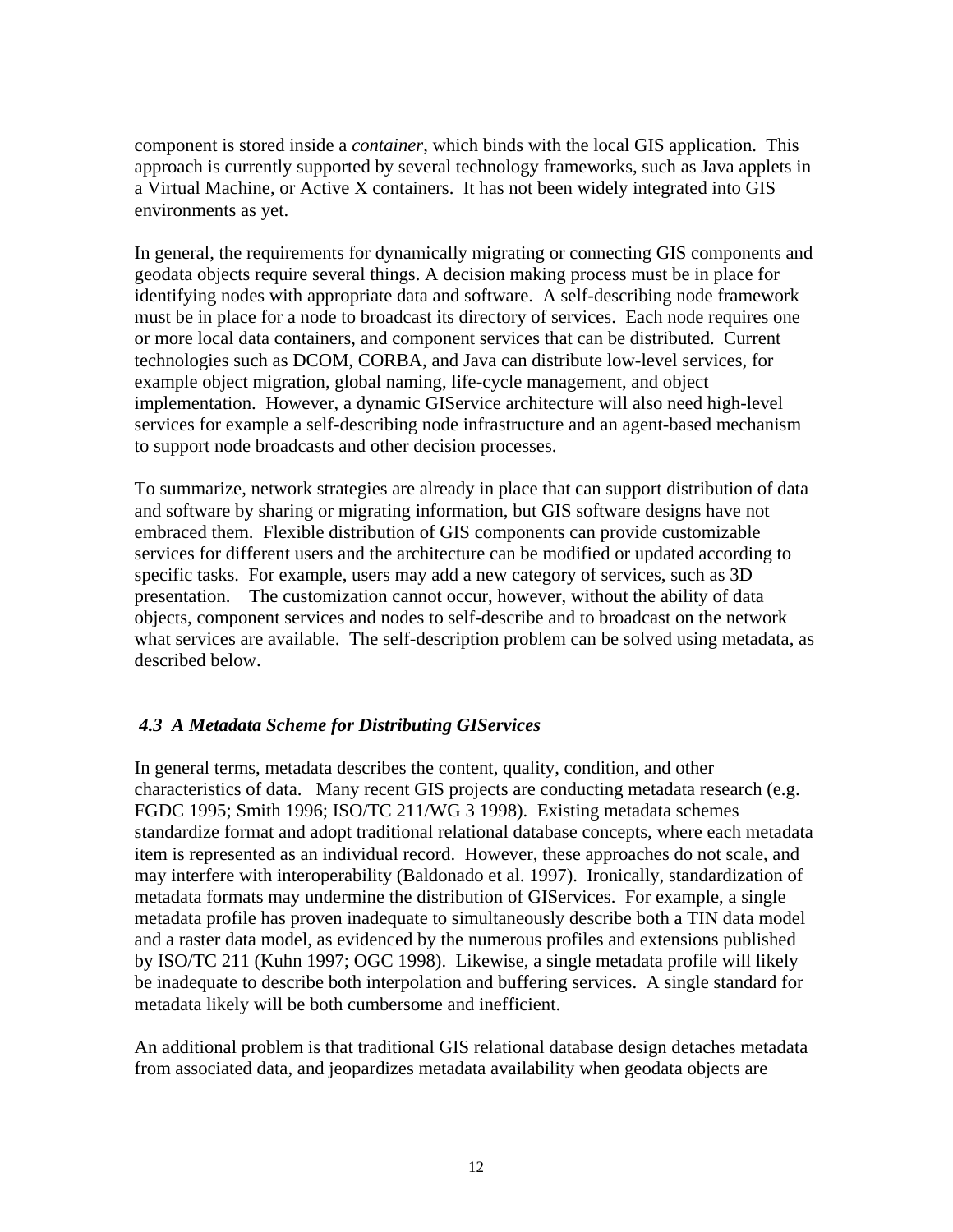component is stored inside a *container*, which binds with the local GIS application. This approach is currently supported by several technology frameworks, such as Java applets in a Virtual Machine, or Active X containers. It has not been widely integrated into GIS environments as yet.

In general, the requirements for dynamically migrating or connecting GIS components and geodata objects require several things. A decision making process must be in place for identifying nodes with appropriate data and software. A self-describing node framework must be in place for a node to broadcast its directory of services. Each node requires one or more local data containers, and component services that can be distributed. Current technologies such as DCOM, CORBA, and Java can distribute low-level services, for example object migration, global naming, life-cycle management, and object implementation. However, a dynamic GIService architecture will also need high-level services for example a self-describing node infrastructure and an agent-based mechanism to support node broadcasts and other decision processes.

To summarize, network strategies are already in place that can support distribution of data and software by sharing or migrating information, but GIS software designs have not embraced them. Flexible distribution of GIS components can provide customizable services for different users and the architecture can be modified or updated according to specific tasks. For example, users may add a new category of services, such as 3D presentation. The customization cannot occur, however, without the ability of data objects, component services and nodes to self-describe and to broadcast on the network what services are available. The self-description problem can be solved using metadata, as described below.

### *4.3 A Metadata Scheme for Distributing GIServices*

In general terms, metadata describes the content, quality, condition, and other characteristics of data. Many recent GIS projects are conducting metadata research (e.g. FGDC 1995; Smith 1996; ISO/TC 211/WG 3 1998). Existing metadata schemes standardize format and adopt traditional relational database concepts, where each metadata item is represented as an individual record. However, these approaches do not scale, and may interfere with interoperability (Baldonado et al. 1997). Ironically, standardization of metadata formats may undermine the distribution of GIServices. For example, a single metadata profile has proven inadequate to simultaneously describe both a TIN data model and a raster data model, as evidenced by the numerous profiles and extensions published by ISO/TC 211 (Kuhn 1997; OGC 1998). Likewise, a single metadata profile will likely be inadequate to describe both interpolation and buffering services. A single standard for metadata likely will be both cumbersome and inefficient.

An additional problem is that traditional GIS relational database design detaches metadata from associated data, and jeopardizes metadata availability when geodata objects are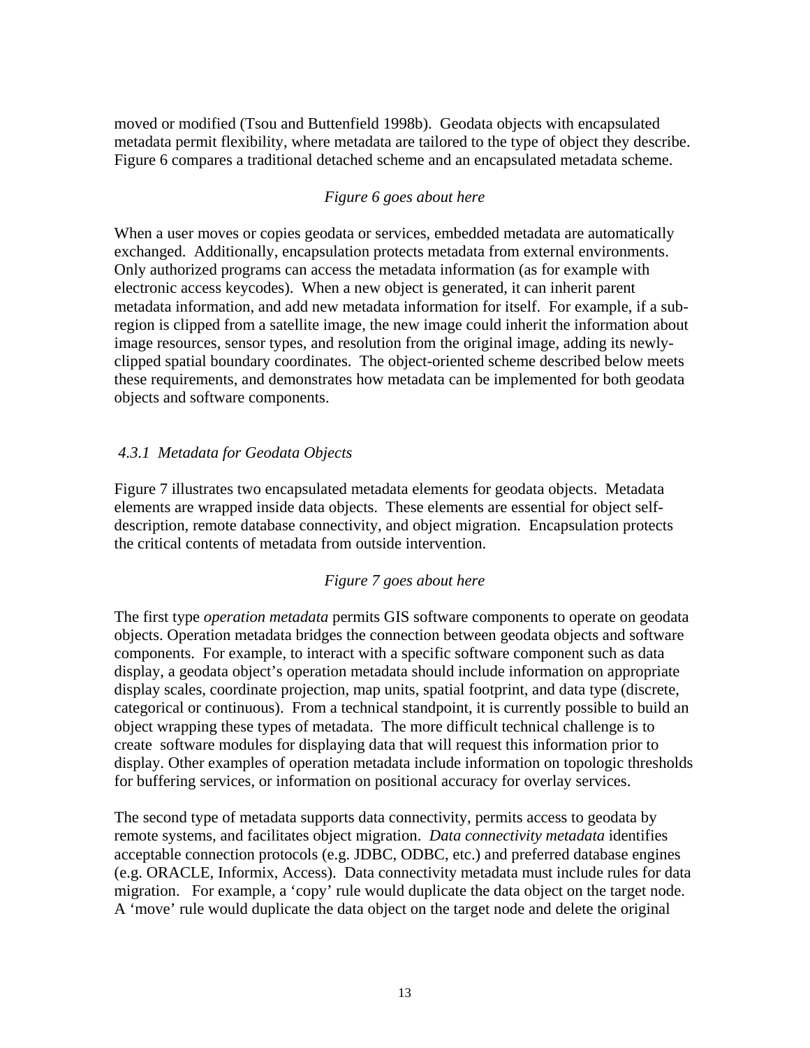moved or modified (Tsou and Buttenfield 1998b). Geodata objects with encapsulated metadata permit flexibility, where metadata are tailored to the type of object they describe. Figure 6 compares a traditional detached scheme and an encapsulated metadata scheme.

*Figure 6 goes about here*

When a user moves or copies geodata or services, embedded metadata are automatically exchanged. Additionally, encapsulation protects metadata from external environments. Only authorized programs can access the metadata information (as for example with electronic access keycodes). When a new object is generated, it can inherit parent metadata information, and add new metadata information for itself. For example, if a sub-region is clipped from a satellite image, the new image could inherit the information about image resources, sensor types, and resolution from the original image, adding its newly-clipped spatial boundary coordinates. The object-oriented scheme described below meets these requirements, and demonstrates how metadata can be implemented for both geodata objects and software components.

### *4.3.1 Metadata for Geodata Objects*

Figure 7 illustrates two encapsulated metadata elements for geodata objects. Metadata elements are wrapped inside data objects. These elements are essential for object self-description, remote database connectivity, and object migration. Encapsulation protects the critical contents of metadata from outside intervention.

*Figure 7 goes about here*

The first type *operation metadata* permits GIS software components to operate on geodata objects. Operation metadata bridges the connection between geodata objects and software components. For example, to interact with a specific software component such as data display, a geodata object's operation metadata should include information on appropriate display scales, coordinate projection, map units, spatial footprint, and data type (discrete, categorical or continuous). From a technical standpoint, it is currently possible to build an object wrapping these types of metadata. The more difficult technical challenge is to create software modules for displaying data that will request this information prior to display. Other examples of operation metadata include information on topologic thresholds for buffering services, or information on positional accuracy for overlay services.

The second type of metadata supports data connectivity, permits access to geodata by remote systems, and facilitates object migration. *Data connectivity metadata* identifies acceptable connection protocols (e.g. JDBC, ODBC, etc.) and preferred database engines (e.g. ORACLE, Informix, Access). Data connectivity metadata must include rules for data migration. For example, a 'copy' rule would duplicate the data object on the target node. A 'move' rule would duplicate the data object on the target node and delete the original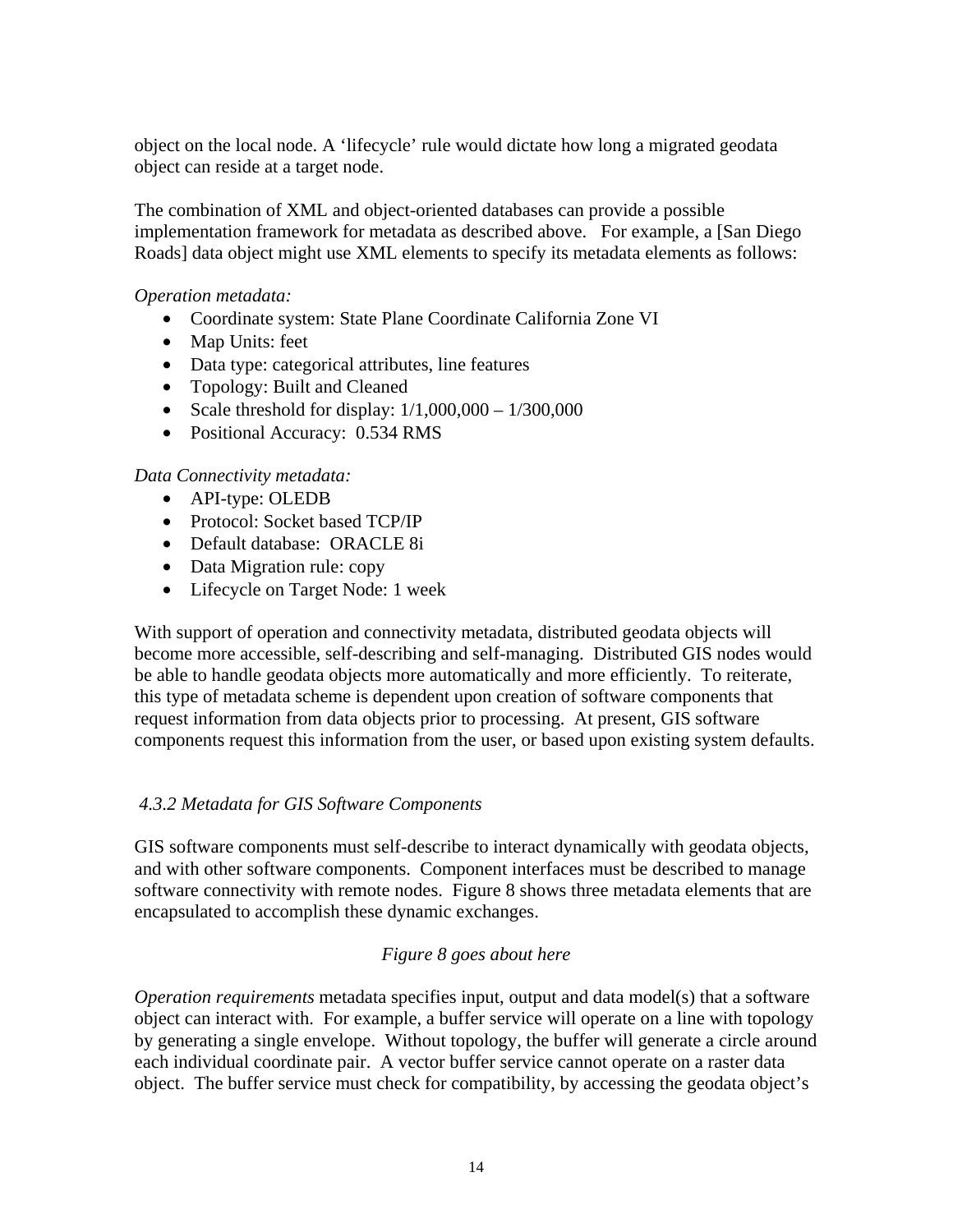object on the local node. A 'lifecycle' rule would dictate how long a migrated geodata object can reside at a target node.

The combination of XML and object-oriented databases can provide a possible implementation framework for metadata as described above. For example, a [San Diego Roads] data object might use XML elements to specify its metadata elements as follows:

*Operation metadata:*

- Coordinate system: State Plane Coordinate California Zone VI
- Map Units: feet
- Data type: categorical attributes, line features
- Topology: Built and Cleaned
- Scale threshold for display: 1/1,000,000 – 1/300,000
- Positional Accuracy: 0.534 RMS

*Data Connectivity metadata:*

- API-type: OLEDB
- Protocol: Socket based TCP/IP
- Default database: ORACLE 8i
- Data Migration rule: copy
- Lifecycle on Target Node: 1 week

With support of operation and connectivity metadata, distributed geodata objects will become more accessible, self-describing and self-managing. Distributed GIS nodes would be able to handle geodata objects more automatically and more efficiently. To reiterate, this type of metadata scheme is dependent upon creation of software components that request information from data objects prior to processing. At present, GIS software components request this information from the user, or based upon existing system defaults.

### *4.3.2 Metadata for GIS Software Components*

GIS software components must self-describe to interact dynamically with geodata objects, and with other software components. Component interfaces must be described to manage software connectivity with remote nodes. Figure 8 shows three metadata elements that are encapsulated to accomplish these dynamic exchanges.

*Figure 8 goes about here*

*Operation requirements* metadata specifies input, output and data model(s) that a software object can interact with. For example, a buffer service will operate on a line with topology by generating a single envelope. Without topology, the buffer will generate a circle around each individual coordinate pair. A vector buffer service cannot operate on a raster data object. The buffer service must check for compatibility, by accessing the geodata object's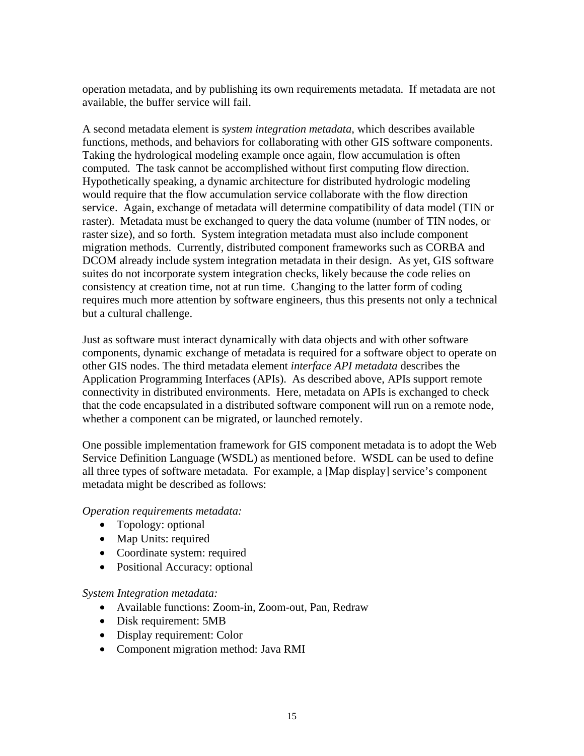operation metadata, and by publishing its own requirements metadata. If metadata are not available, the buffer service will fail.

A second metadata element is *system integration metadata*, which describes available functions, methods, and behaviors for collaborating with other GIS software components. Taking the hydrological modeling example once again, flow accumulation is often computed. The task cannot be accomplished without first computing flow direction. Hypothetically speaking, a dynamic architecture for distributed hydrologic modeling would require that the flow accumulation service collaborate with the flow direction service. Again, exchange of metadata will determine compatibility of data model (TIN or raster). Metadata must be exchanged to query the data volume (number of TIN nodes, or raster size), and so forth. System integration metadata must also include component migration methods. Currently, distributed component frameworks such as CORBA and DCOM already include system integration metadata in their design. As yet, GIS software suites do not incorporate system integration checks, likely because the code relies on consistency at creation time, not at run time. Changing to the latter form of coding requires much more attention by software engineers, thus this presents not only a technical but a cultural challenge.

Just as software must interact dynamically with data objects and with other software components, dynamic exchange of metadata is required for a software object to operate on other GIS nodes. The third metadata element *interface API metadata* describes the Application Programming Interfaces (APIs). As described above, APIs support remote connectivity in distributed environments. Here, metadata on APIs is exchanged to check that the code encapsulated in a distributed software component will run on a remote node, whether a component can be migrated, or launched remotely.

One possible implementation framework for GIS component metadata is to adopt the Web Service Definition Language (WSDL) as mentioned before. WSDL can be used to define all three types of software metadata. For example, a [Map display] service's component metadata might be described as follows:

*Operation requirements metadata:*

- Topology: optional
- Map Units: required
- Coordinate system: required
- Positional Accuracy: optional

*System Integration metadata:*

- Available functions: Zoom-in, Zoom-out, Pan, Redraw
- Disk requirement: 5MB
- Display requirement: Color
- Component migration method: Java RMI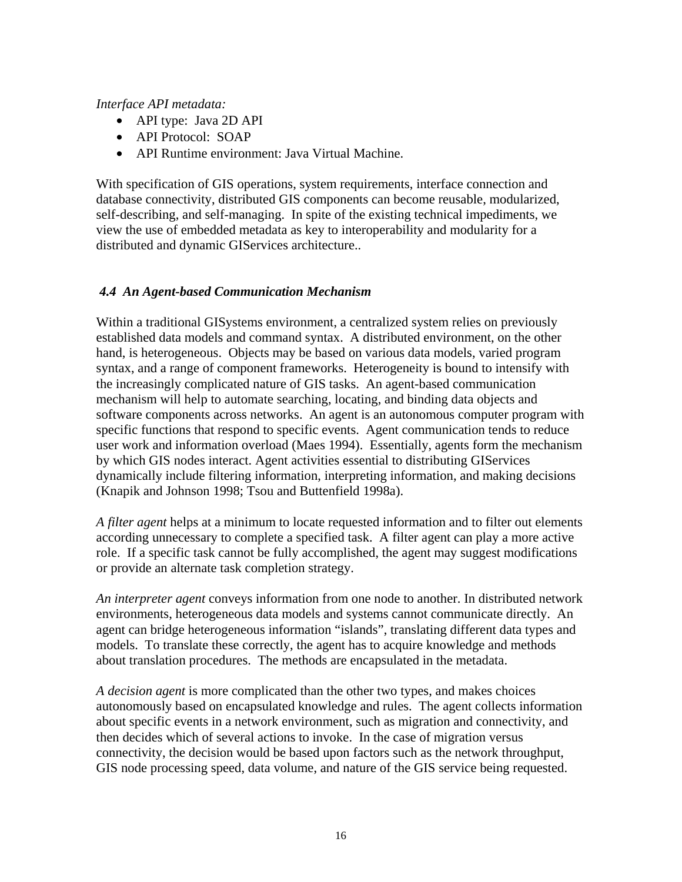*Interface API metadata:*

- API type: Java 2D API
- API Protocol: SOAP
- API Runtime environment: Java Virtual Machine.

With specification of GIS operations, system requirements, interface connection and database connectivity, distributed GIS components can become reusable, modularized, self-describing, and self-managing. In spite of the existing technical impediments, we view the use of embedded metadata as key to interoperability and modularity for a distributed and dynamic GIServices architecture..

### *4.4 An Agent-based Communication Mechanism*

Within a traditional GISystems environment, a centralized system relies on previously established data models and command syntax. A distributed environment, on the other hand, is heterogeneous. Objects may be based on various data models, varied program syntax, and a range of component frameworks. Heterogeneity is bound to intensify with the increasingly complicated nature of GIS tasks. An agent-based communication mechanism will help to automate searching, locating, and binding data objects and software components across networks. An agent is an autonomous computer program with specific functions that respond to specific events. Agent communication tends to reduce user work and information overload (Maes 1994). Essentially, agents form the mechanism by which GIS nodes interact. Agent activities essential to distributing GIServices dynamically include filtering information, interpreting information, and making decisions (Knapik and Johnson 1998; Tsou and Buttenfield 1998a).

*A filter agent* helps at a minimum to locate requested information and to filter out elements according unnecessary to complete a specified task. A filter agent can play a more active role. If a specific task cannot be fully accomplished, the agent may suggest modifications or provide an alternate task completion strategy.

*An interpreter agent* conveys information from one node to another. In distributed network environments, heterogeneous data models and systems cannot communicate directly. An agent can bridge heterogeneous information "islands", translating different data types and models. To translate these correctly, the agent has to acquire knowledge and methods about translation procedures. The methods are encapsulated in the metadata.

*A decision agent* is more complicated than the other two types, and makes choices autonomously based on encapsulated knowledge and rules. The agent collects information about specific events in a network environment, such as migration and connectivity, and then decides which of several actions to invoke. In the case of migration versus connectivity, the decision would be based upon factors such as the network throughput, GIS node processing speed, data volume, and nature of the GIS service being requested.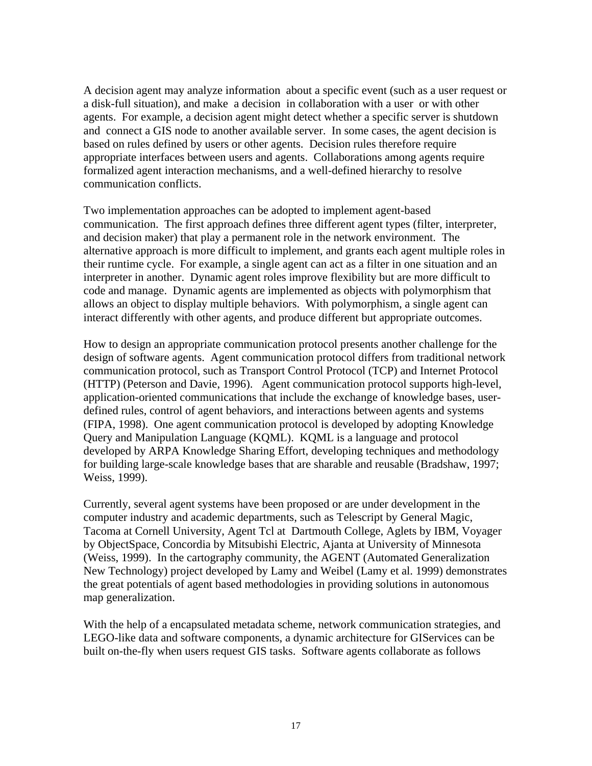A decision agent may analyze information about a specific event (such as a user request or a disk-full situation), and make a decision in collaboration with a user or with other agents. For example, a decision agent might detect whether a specific server is shutdown and connect a GIS node to another available server. In some cases, the agent decision is based on rules defined by users or other agents. Decision rules therefore require appropriate interfaces between users and agents. Collaborations among agents require formalized agent interaction mechanisms, and a well-defined hierarchy to resolve communication conflicts.

Two implementation approaches can be adopted to implement agent-based communication. The first approach defines three different agent types (filter, interpreter, and decision maker) that play a permanent role in the network environment. The alternative approach is more difficult to implement, and grants each agent multiple roles in their runtime cycle. For example, a single agent can act as a filter in one situation and an interpreter in another. Dynamic agent roles improve flexibility but are more difficult to code and manage. Dynamic agents are implemented as objects with polymorphism that allows an object to display multiple behaviors. With polymorphism, a single agent can interact differently with other agents, and produce different but appropriate outcomes.

How to design an appropriate communication protocol presents another challenge for the design of software agents. Agent communication protocol differs from traditional network communication protocol, such as Transport Control Protocol (TCP) and Internet Protocol (HTTP) (Peterson and Davie, 1996). Agent communication protocol supports high-level, application-oriented communications that include the exchange of knowledge bases, user-defined rules, control of agent behaviors, and interactions between agents and systems (FIPA, 1998). One agent communication protocol is developed by adopting Knowledge Query and Manipulation Language (KQML). KQML is a language and protocol developed by ARPA Knowledge Sharing Effort, developing techniques and methodology for building large-scale knowledge bases that are sharable and reusable (Bradshaw, 1997; Weiss, 1999).

Currently, several agent systems have been proposed or are under development in the computer industry and academic departments, such as Telescript by General Magic, Tacoma at Cornell University, Agent Tcl at Dartmouth College, Aglets by IBM, Voyager by ObjectSpace, Concordia by Mitsubishi Electric, Ajanta at University of Minnesota (Weiss, 1999). In the cartography community, the AGENT (Automated Generalization New Technology) project developed by Lamy and Weibel (Lamy et al. 1999) demonstrates the great potentials of agent based methodologies in providing solutions in autonomous map generalization.

With the help of a encapsulated metadata scheme, network communication strategies, and LEGO-like data and software components, a dynamic architecture for GIServices can be built on-the-fly when users request GIS tasks. Software agents collaborate as follows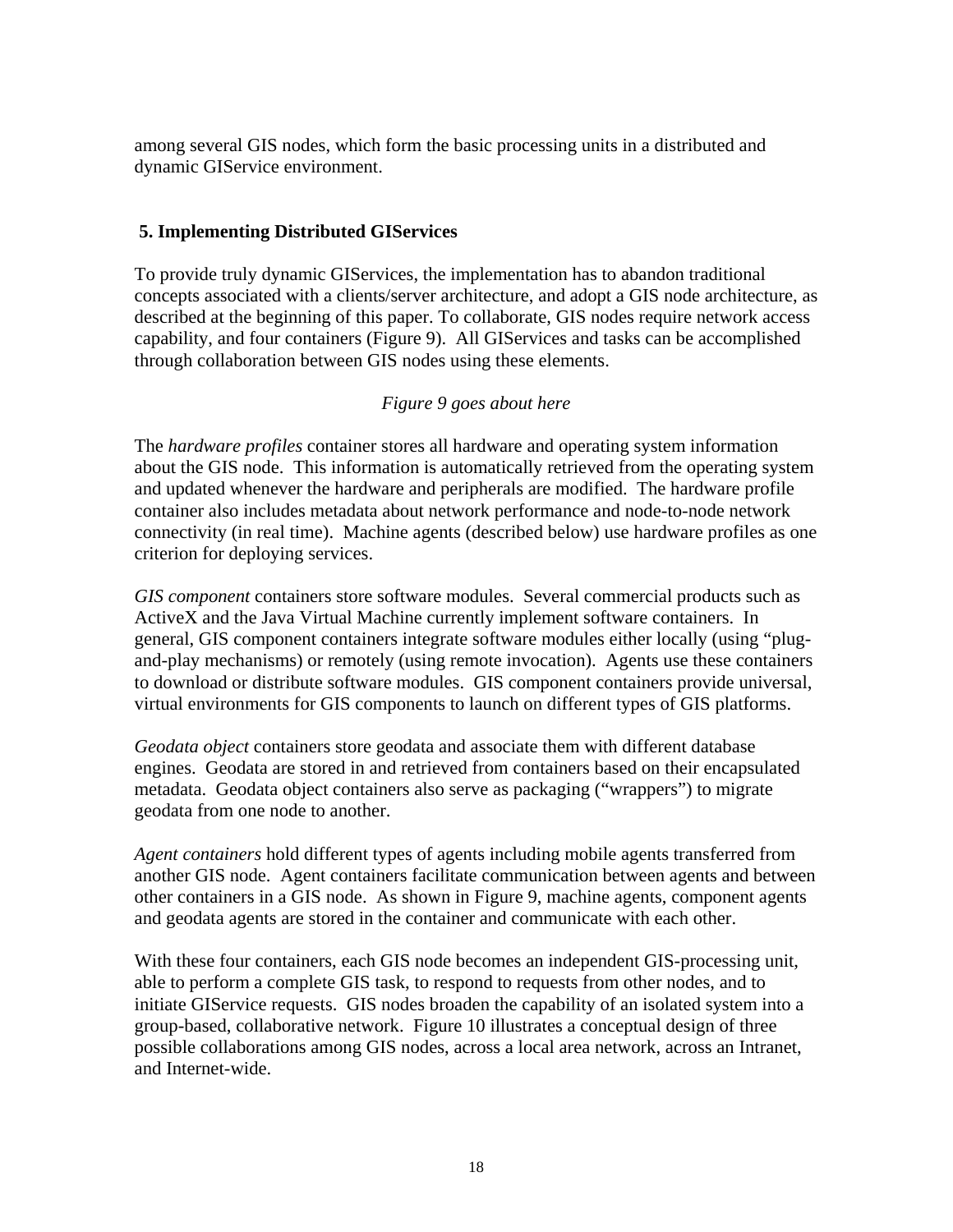among several GIS nodes, which form the basic processing units in a distributed and dynamic GIService environment.

## 5. Implementing Distributed GIServices

To provide truly dynamic GIServices, the implementation has to abandon traditional concepts associated with a clients/server architecture, and adopt a GIS node architecture, as described at the beginning of this paper. To collaborate, GIS nodes require network access capability, and four containers (Figure 9). All GIServices and tasks can be accomplished through collaboration between GIS nodes using these elements.

*Figure 9 goes about here*

The *hardware profiles* container stores all hardware and operating system information about the GIS node. This information is automatically retrieved from the operating system and updated whenever the hardware and peripherals are modified. The hardware profile container also includes metadata about network performance and node-to-node network connectivity (in real time). Machine agents (described below) use hardware profiles as one criterion for deploying services.

*GIS component* containers store software modules. Several commercial products such as ActiveX and the Java Virtual Machine currently implement software containers. In general, GIS component containers integrate software modules either locally (using "plug-and-play mechanisms) or remotely (using remote invocation). Agents use these containers to download or distribute software modules. GIS component containers provide universal, virtual environments for GIS components to launch on different types of GIS platforms.

*Geodata object* containers store geodata and associate them with different database engines. Geodata are stored in and retrieved from containers based on their encapsulated metadata. Geodata object containers also serve as packaging ("wrappers") to migrate geodata from one node to another.

*Agent containers* hold different types of agents including mobile agents transferred from another GIS node. Agent containers facilitate communication between agents and between other containers in a GIS node. As shown in Figure 9, machine agents, component agents and geodata agents are stored in the container and communicate with each other.

With these four containers, each GIS node becomes an independent GIS-processing unit, able to perform a complete GIS task, to respond to requests from other nodes, and to initiate GIService requests. GIS nodes broaden the capability of an isolated system into a group-based, collaborative network. Figure 10 illustrates a conceptual design of three possible collaborations among GIS nodes, across a local area network, across an Intranet, and Internet-wide.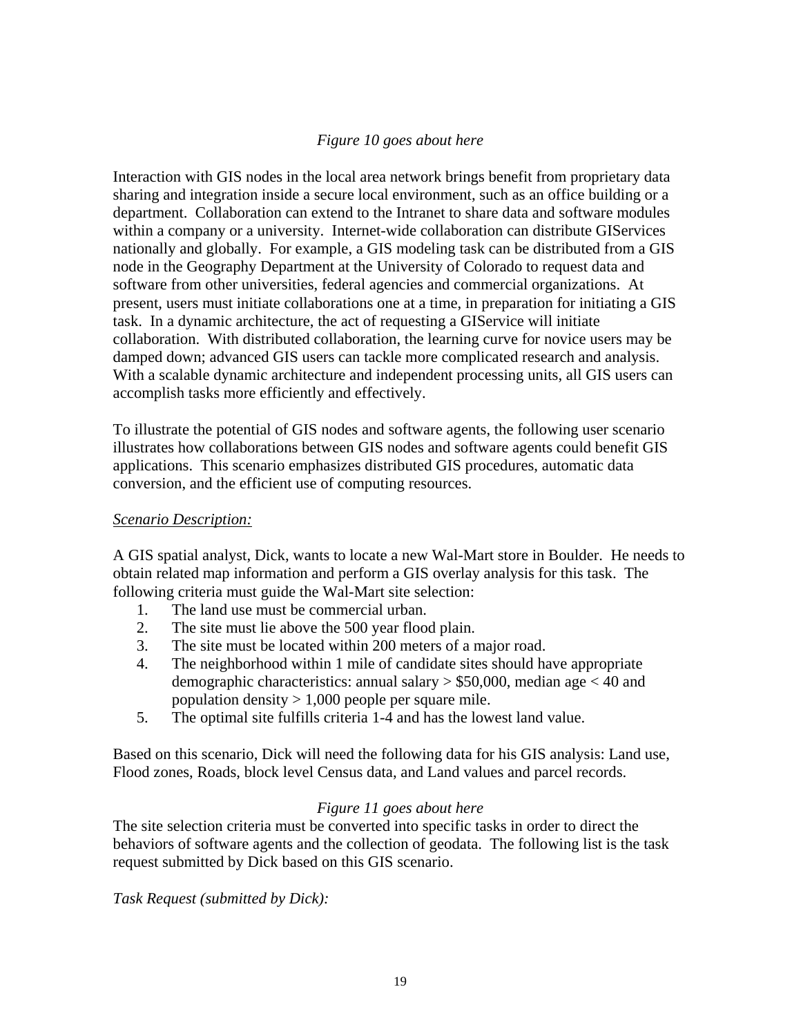*Figure 10 goes about here*

Interaction with GIS nodes in the local area network brings benefit from proprietary data sharing and integration inside a secure local environment, such as an office building or a department. Collaboration can extend to the Intranet to share data and software modules within a company or a university. Internet-wide collaboration can distribute GIServices nationally and globally. For example, a GIS modeling task can be distributed from a GIS node in the Geography Department at the University of Colorado to request data and software from other universities, federal agencies and commercial organizations. At present, users must initiate collaborations one at a time, in preparation for initiating a GIS task. In a dynamic architecture, the act of requesting a GIService will initiate collaboration. With distributed collaboration, the learning curve for novice users may be damped down; advanced GIS users can tackle more complicated research and analysis. With a scalable dynamic architecture and independent processing units, all GIS users can accomplish tasks more efficiently and effectively.

To illustrate the potential of GIS nodes and software agents, the following user scenario illustrates how collaborations between GIS nodes and software agents could benefit GIS applications. This scenario emphasizes distributed GIS procedures, automatic data conversion, and the efficient use of computing resources.

<u>*Scenario Description:*</u>

A GIS spatial analyst, Dick, wants to locate a new Wal-Mart store in Boulder. He needs to obtain related map information and perform a GIS overlay analysis for this task. The following criteria must guide the Wal-Mart site selection:

1. The land use must be commercial urban.
2. The site must lie above the 500 year flood plain.
3. The site must be located within 200 meters of a major road.
4. The neighborhood within 1 mile of candidate sites should have appropriate demographic characteristics: annual salary > $50,000, median age < 40 and population density > 1,000 people per square mile.
5. The optimal site fulfills criteria 1-4 and has the lowest land value.

Based on this scenario, Dick will need the following data for his GIS analysis: Land use, Flood zones, Roads, block level Census data, and Land values and parcel records.

*Figure 11 goes about here*

The site selection criteria must be converted into specific tasks in order to direct the behaviors of software agents and the collection of geodata. The following list is the task request submitted by Dick based on this GIS scenario.

*Task Request (submitted by Dick):*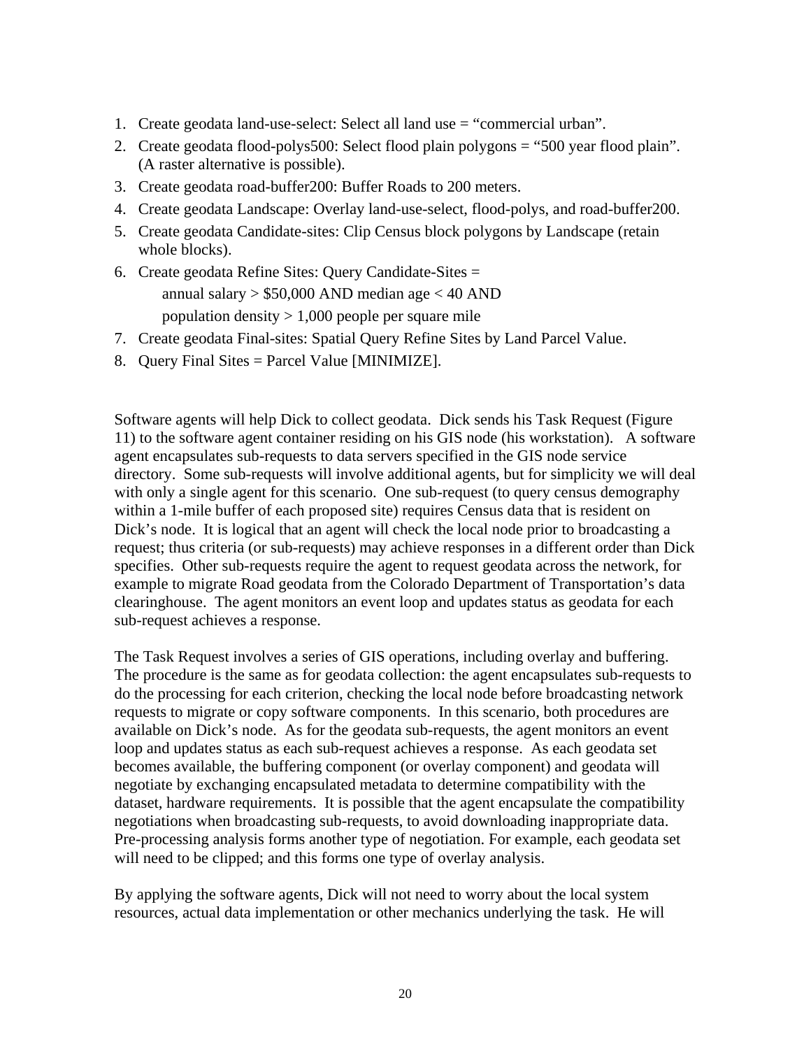1. Create geodata land-use-select: Select all land use = “commercial urban”.
2. Create geodata flood-polys500: Select flood plain polygons = “500 year flood plain”. (A raster alternative is possible).
3. Create geodata road-buffer200: Buffer Roads to 200 meters.
4. Create geodata Landscape: Overlay land-use-select, flood-polys, and road-buffer200.
5. Create geodata Candidate-sites: Clip Census block polygons by Landscape (retain whole blocks).
6. Create geodata Refine Sites: Query Candidate-Sites =
   annual salary > $50,000 AND median age < 40 AND
   population density > 1,000 people per square mile
7. Create geodata Final-sites: Spatial Query Refine Sites by Land Parcel Value.
8. Query Final Sites = Parcel Value [MINIMIZE].

Software agents will help Dick to collect geodata. Dick sends his Task Request (Figure 11) to the software agent container residing on his GIS node (his workstation). A software agent encapsulates sub-requests to data servers specified in the GIS node service directory. Some sub-requests will involve additional agents, but for simplicity we will deal with only a single agent for this scenario. One sub-request (to query census demography within a 1-mile buffer of each proposed site) requires Census data that is resident on Dick’s node. It is logical that an agent will check the local node prior to broadcasting a request; thus criteria (or sub-requests) may achieve responses in a different order than Dick specifies. Other sub-requests require the agent to request geodata across the network, for example to migrate Road geodata from the Colorado Department of Transportation’s data clearinghouse. The agent monitors an event loop and updates status as geodata for each sub-request achieves a response.

The Task Request involves a series of GIS operations, including overlay and buffering. The procedure is the same as for geodata collection: the agent encapsulates sub-requests to do the processing for each criterion, checking the local node before broadcasting network requests to migrate or copy software components. In this scenario, both procedures are available on Dick’s node. As for the geodata sub-requests, the agent monitors an event loop and updates status as each sub-request achieves a response. As each geodata set becomes available, the buffering component (or overlay component) and geodata will negotiate by exchanging encapsulated metadata to determine compatibility with the dataset, hardware requirements. It is possible that the agent encapsulate the compatibility negotiations when broadcasting sub-requests, to avoid downloading inappropriate data. Pre-processing analysis forms another type of negotiation. For example, each geodata set will need to be clipped; and this forms one type of overlay analysis.

By applying the software agents, Dick will not need to worry about the local system resources, actual data implementation or other mechanics underlying the task. He will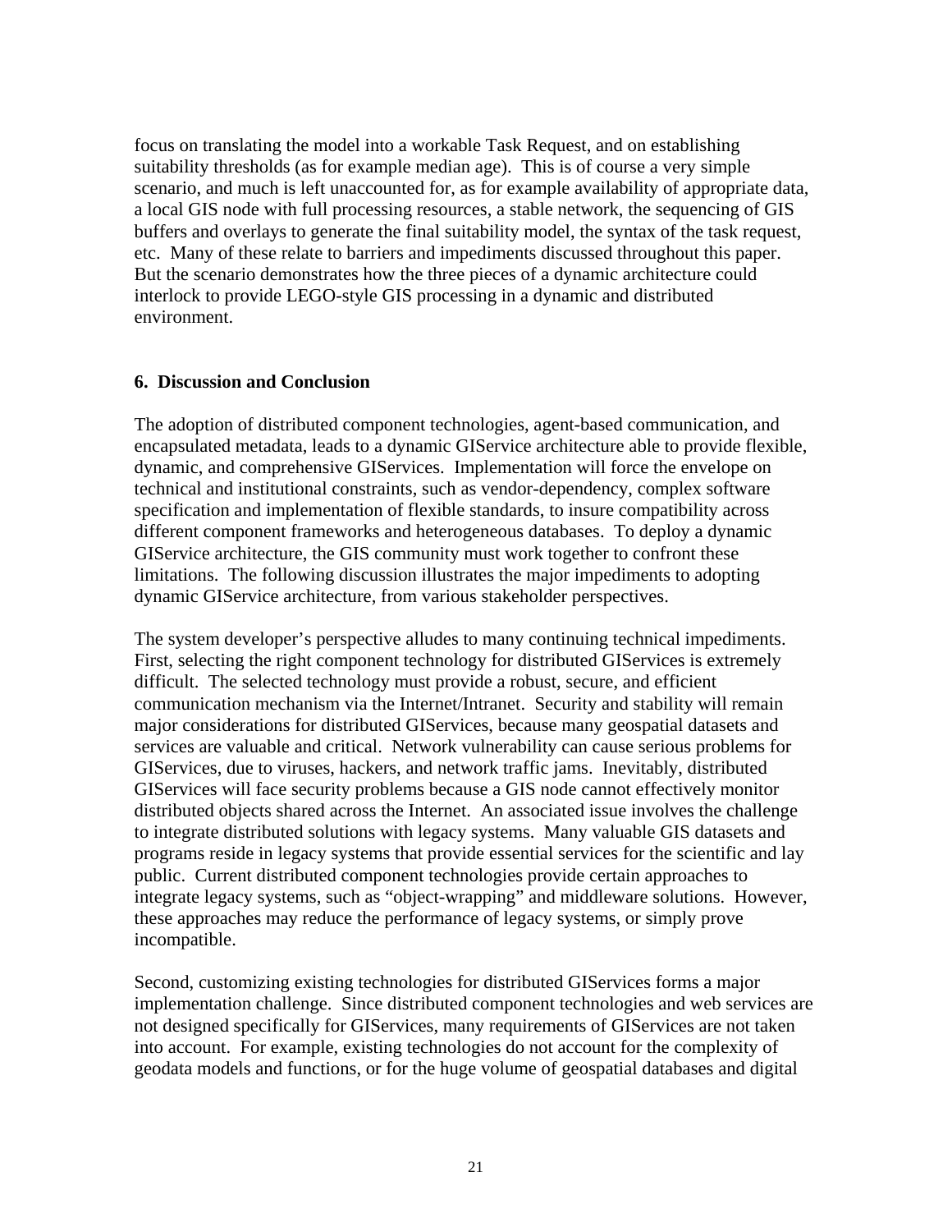focus on translating the model into a workable Task Request, and on establishing suitability thresholds (as for example median age). This is of course a very simple scenario, and much is left unaccounted for, as for example availability of appropriate data, a local GIS node with full processing resources, a stable network, the sequencing of GIS buffers and overlays to generate the final suitability model, the syntax of the task request, etc. Many of these relate to barriers and impediments discussed throughout this paper. But the scenario demonstrates how the three pieces of a dynamic architecture could interlock to provide LEGO-style GIS processing in a dynamic and distributed environment.

## 6. Discussion and Conclusion

The adoption of distributed component technologies, agent-based communication, and encapsulated metadata, leads to a dynamic GIService architecture able to provide flexible, dynamic, and comprehensive GIServices. Implementation will force the envelope on technical and institutional constraints, such as vendor-dependency, complex software specification and implementation of flexible standards, to insure compatibility across different component frameworks and heterogeneous databases. To deploy a dynamic GIService architecture, the GIS community must work together to confront these limitations. The following discussion illustrates the major impediments to adopting dynamic GIService architecture, from various stakeholder perspectives.

The system developer's perspective alludes to many continuing technical impediments. First, selecting the right component technology for distributed GIServices is extremely difficult. The selected technology must provide a robust, secure, and efficient communication mechanism via the Internet/Intranet. Security and stability will remain major considerations for distributed GIServices, because many geospatial datasets and services are valuable and critical. Network vulnerability can cause serious problems for GIServices, due to viruses, hackers, and network traffic jams. Inevitably, distributed GIServices will face security problems because a GIS node cannot effectively monitor distributed objects shared across the Internet. An associated issue involves the challenge to integrate distributed solutions with legacy systems. Many valuable GIS datasets and programs reside in legacy systems that provide essential services for the scientific and lay public. Current distributed component technologies provide certain approaches to integrate legacy systems, such as "object-wrapping" and middleware solutions. However, these approaches may reduce the performance of legacy systems, or simply prove incompatible.

Second, customizing existing technologies for distributed GIServices forms a major implementation challenge. Since distributed component technologies and web services are not designed specifically for GIServices, many requirements of GIServices are not taken into account. For example, existing technologies do not account for the complexity of geodata models and functions, or for the huge volume of geospatial databases and digital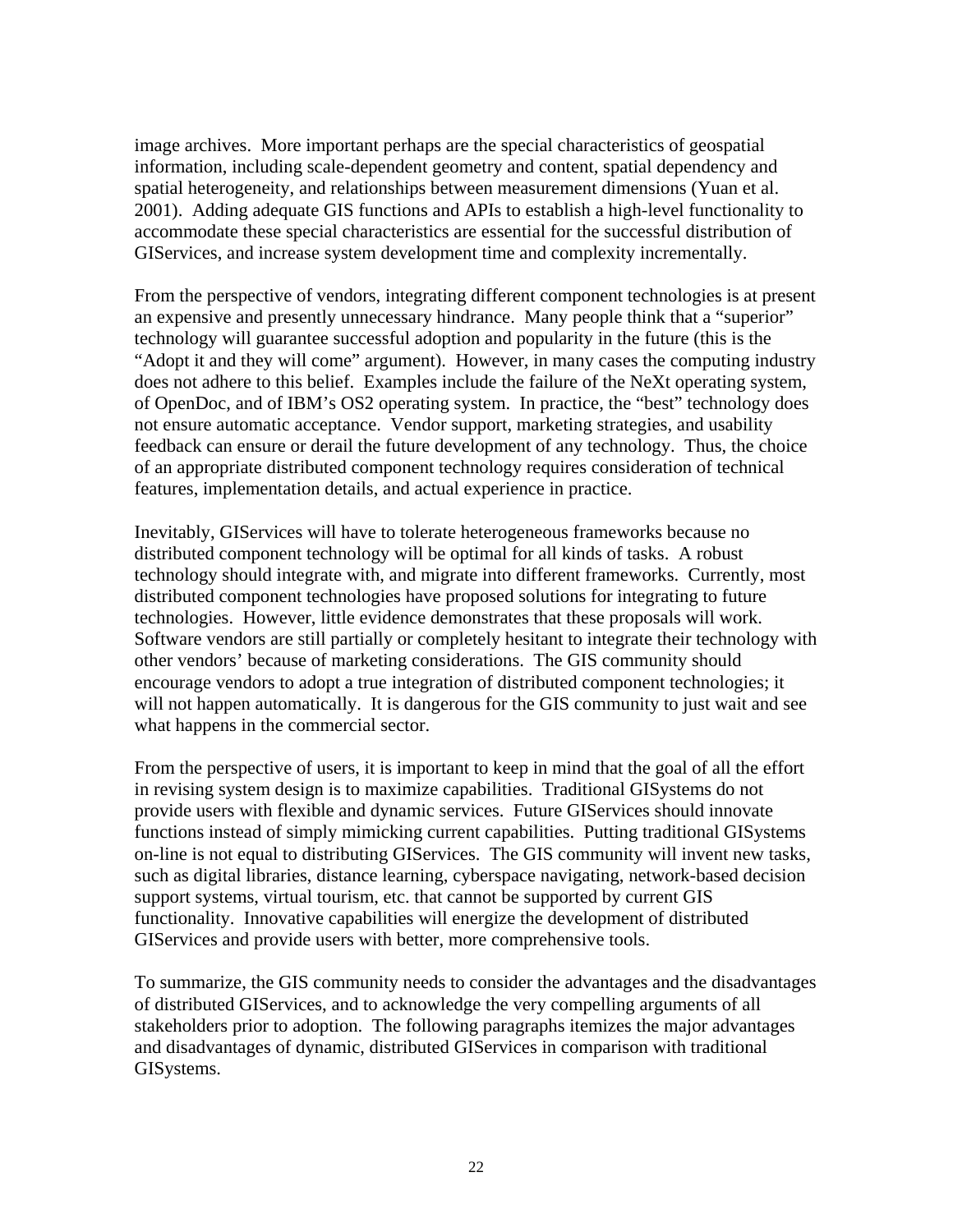image archives. More important perhaps are the special characteristics of geospatial information, including scale-dependent geometry and content, spatial dependency and spatial heterogeneity, and relationships between measurement dimensions (Yuan et al. 2001). Adding adequate GIS functions and APIs to establish a high-level functionality to accommodate these special characteristics are essential for the successful distribution of GIServices, and increase system development time and complexity incrementally.

From the perspective of vendors, integrating different component technologies is at present an expensive and presently unnecessary hindrance. Many people think that a "superior" technology will guarantee successful adoption and popularity in the future (this is the "Adopt it and they will come" argument). However, in many cases the computing industry does not adhere to this belief. Examples include the failure of the NeXt operating system, of OpenDoc, and of IBM's OS2 operating system. In practice, the "best" technology does not ensure automatic acceptance. Vendor support, marketing strategies, and usability feedback can ensure or derail the future development of any technology. Thus, the choice of an appropriate distributed component technology requires consideration of technical features, implementation details, and actual experience in practice.

Inevitably, GIServices will have to tolerate heterogeneous frameworks because no distributed component technology will be optimal for all kinds of tasks. A robust technology should integrate with, and migrate into different frameworks. Currently, most distributed component technologies have proposed solutions for integrating to future technologies. However, little evidence demonstrates that these proposals will work. Software vendors are still partially or completely hesitant to integrate their technology with other vendors' because of marketing considerations. The GIS community should encourage vendors to adopt a true integration of distributed component technologies; it will not happen automatically. It is dangerous for the GIS community to just wait and see what happens in the commercial sector.

From the perspective of users, it is important to keep in mind that the goal of all the effort in revising system design is to maximize capabilities. Traditional GISystems do not provide users with flexible and dynamic services. Future GIServices should innovate functions instead of simply mimicking current capabilities. Putting traditional GISystems on-line is not equal to distributing GIServices. The GIS community will invent new tasks, such as digital libraries, distance learning, cyberspace navigating, network-based decision support systems, virtual tourism, etc. that cannot be supported by current GIS functionality. Innovative capabilities will energize the development of distributed GIServices and provide users with better, more comprehensive tools.

To summarize, the GIS community needs to consider the advantages and the disadvantages of distributed GIServices, and to acknowledge the very compelling arguments of all stakeholders prior to adoption. The following paragraphs itemizes the major advantages and disadvantages of dynamic, distributed GIServices in comparison with traditional GISystems.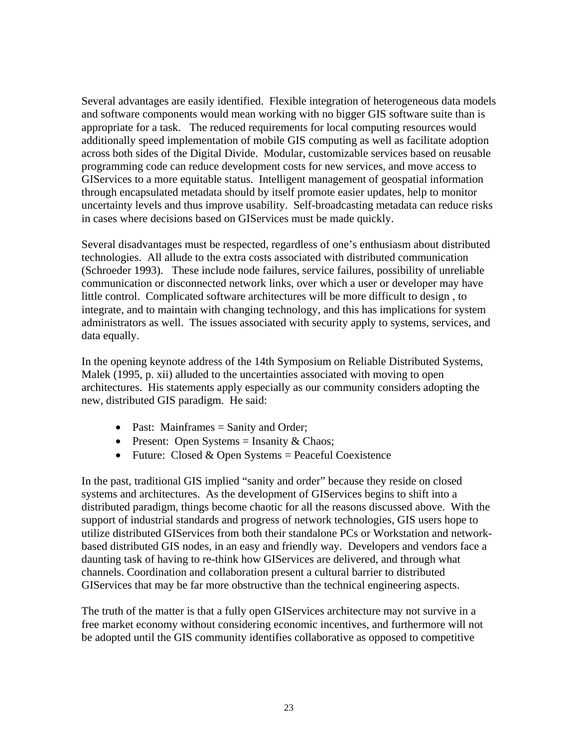Several advantages are easily identified. Flexible integration of heterogeneous data models and software components would mean working with no bigger GIS software suite than is appropriate for a task. The reduced requirements for local computing resources would additionally speed implementation of mobile GIS computing as well as facilitate adoption across both sides of the Digital Divide. Modular, customizable services based on reusable programming code can reduce development costs for new services, and move access to GIServices to a more equitable status. Intelligent management of geospatial information through encapsulated metadata should by itself promote easier updates, help to monitor uncertainty levels and thus improve usability. Self-broadcasting metadata can reduce risks in cases where decisions based on GIServices must be made quickly.

Several disadvantages must be respected, regardless of one's enthusiasm about distributed technologies. All allude to the extra costs associated with distributed communication (Schroeder 1993). These include node failures, service failures, possibility of unreliable communication or disconnected network links, over which a user or developer may have little control. Complicated software architectures will be more difficult to design , to integrate, and to maintain with changing technology, and this has implications for system administrators as well. The issues associated with security apply to systems, services, and data equally.

In the opening keynote address of the 14th Symposium on Reliable Distributed Systems, Malek (1995, p. xii) alluded to the uncertainties associated with moving to open architectures. His statements apply especially as our community considers adopting the new, distributed GIS paradigm. He said:

- Past: Mainframes = Sanity and Order;
- Present: Open Systems = Insanity & Chaos;
- Future: Closed & Open Systems = Peaceful Coexistence

In the past, traditional GIS implied "sanity and order" because they reside on closed systems and architectures. As the development of GIServices begins to shift into a distributed paradigm, things become chaotic for all the reasons discussed above. With the support of industrial standards and progress of network technologies, GIS users hope to utilize distributed GIServices from both their standalone PCs or Workstation and network-based distributed GIS nodes, in an easy and friendly way. Developers and vendors face a daunting task of having to re-think how GIServices are delivered, and through what channels. Coordination and collaboration present a cultural barrier to distributed GIServices that may be far more obstructive than the technical engineering aspects.

The truth of the matter is that a fully open GIServices architecture may not survive in a free market economy without considering economic incentives, and furthermore will not be adopted until the GIS community identifies collaborative as opposed to competitive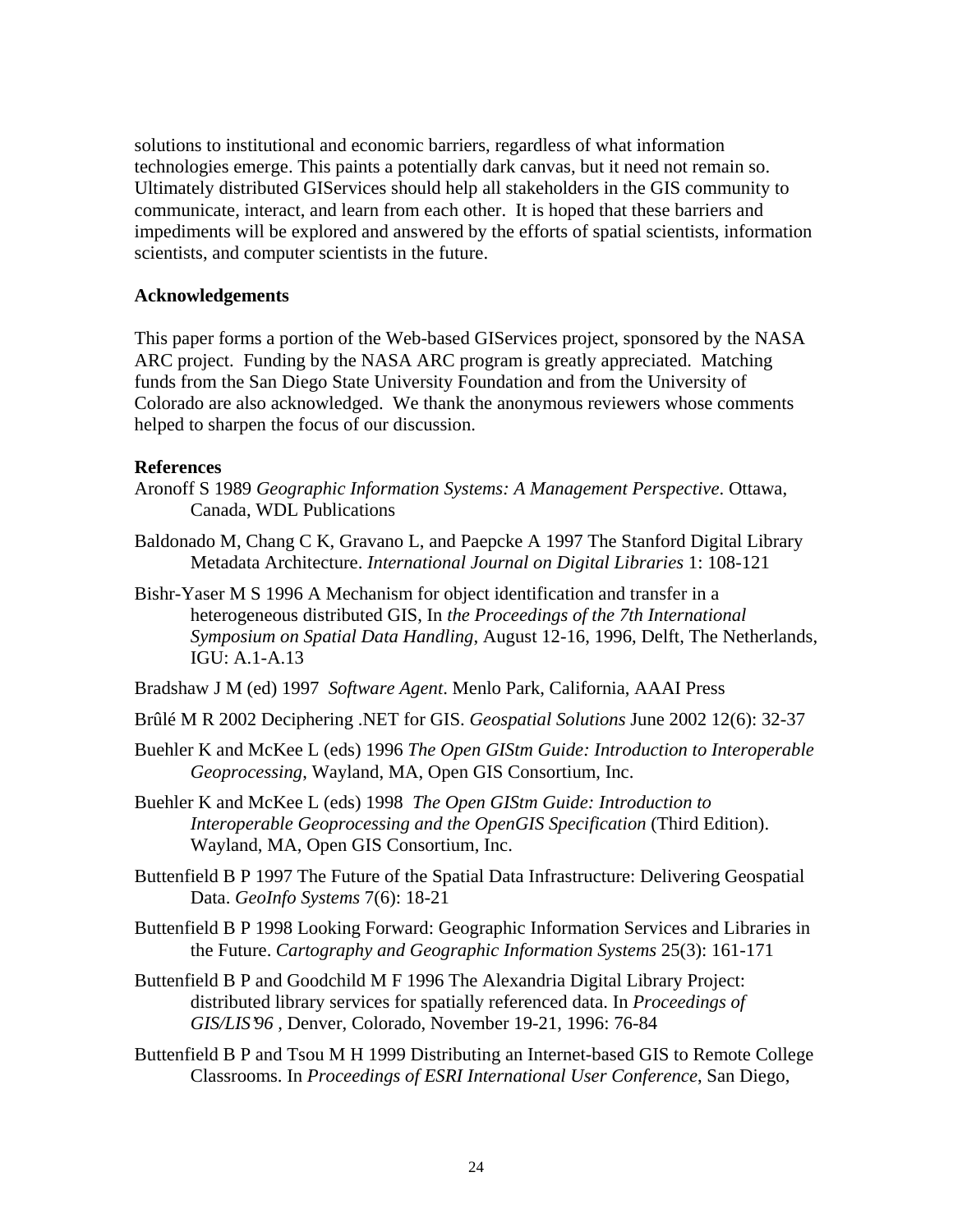solutions to institutional and economic barriers, regardless of what information technologies emerge. This paints a potentially dark canvas, but it need not remain so. Ultimately distributed GIServices should help all stakeholders in the GIS community to communicate, interact, and learn from each other. It is hoped that these barriers and impediments will be explored and answered by the efforts of spatial scientists, information scientists, and computer scientists in the future.

## Acknowledgements

This paper forms a portion of the Web-based GIServices project, sponsored by the NASA ARC project. Funding by the NASA ARC program is greatly appreciated. Matching funds from the San Diego State University Foundation and from the University of Colorado are also acknowledged. We thank the anonymous reviewers whose comments helped to sharpen the focus of our discussion.

## References

Aronoff S 1989 *Geographic Information Systems: A Management Perspective*. Ottawa, Canada, WDL Publications

Baldonado M, Chang C K, Gravano L, and Paepcke A 1997 The Stanford Digital Library Metadata Architecture. *International Journal on Digital Libraries* 1: 108-121

Bishr-Yaser M S 1996 A Mechanism for object identification and transfer in a heterogeneous distributed GIS, In *the Proceedings of the 7th International Symposium on Spatial Data Handling*, August 12-16, 1996, Delft, The Netherlands, IGU: A.1-A.13

Bradshaw J M (ed) 1997 *Software Agent*. Menlo Park, California, AAAI Press

Brûlé M R 2002 Deciphering .NET for GIS. *Geospatial Solutions* June 2002 12(6): 32-37

Buehler K and McKee L (eds) 1996 *The Open GIStm Guide: Introduction to Interoperable Geoprocessing*, Wayland, MA, Open GIS Consortium, Inc.

Buehler K and McKee L (eds) 1998 *The Open GIStm Guide: Introduction to Interoperable Geoprocessing and the OpenGIS Specification* (Third Edition). Wayland, MA, Open GIS Consortium, Inc.

Buttenfield B P 1997 The Future of the Spatial Data Infrastructure: Delivering Geospatial Data. *GeoInfo Systems* 7(6): 18-21

Buttenfield B P 1998 Looking Forward: Geographic Information Services and Libraries in the Future. *Cartography and Geographic Information Systems* 25(3): 161-171

Buttenfield B P and Goodchild M F 1996 The Alexandria Digital Library Project: distributed library services for spatially referenced data. In *Proceedings of GIS/LIS'96* , Denver, Colorado, November 19-21, 1996: 76-84

Buttenfield B P and Tsou M H 1999 Distributing an Internet-based GIS to Remote College Classrooms. In *Proceedings of ESRI International User Conference*, San Diego,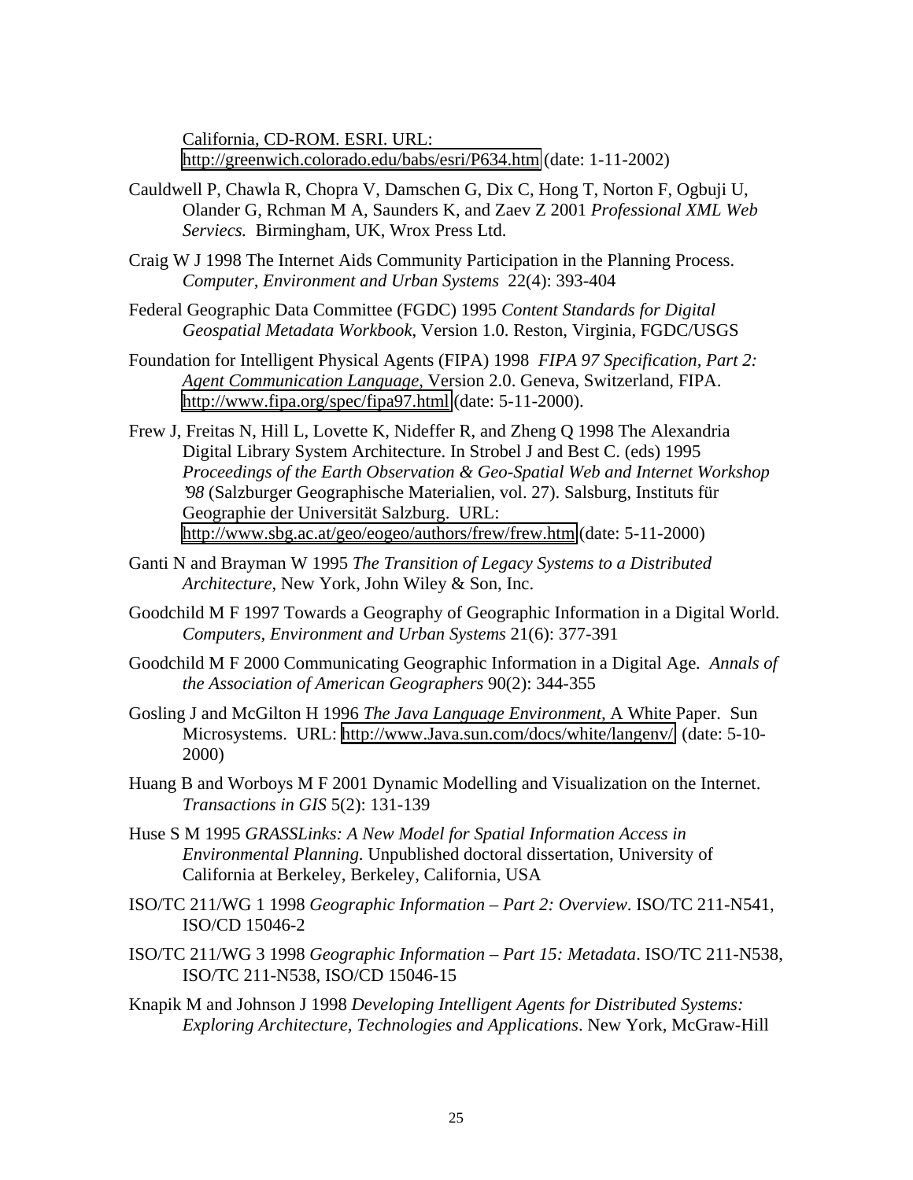California, CD-ROM. ESRI. URL: http://greenwich.colorado.edu/babs/esri/P634.htm (date: 1-11-2002)

Cauldwell P, Chawla R, Chopra V, Damschen G, Dix C, Hong T, Norton F, Ogbuji U, Olander G, Rchman M A, Saunders K, and Zaev Z 2001 *Professional XML Web Serviecs.* Birmingham, UK, Wrox Press Ltd.

Craig W J 1998 The Internet Aids Community Participation in the Planning Process. *Computer, Environment and Urban Systems* 22(4): 393-404

Federal Geographic Data Committee (FGDC) 1995 *Content Standards for Digital Geospatial Metadata Workbook*, Version 1.0. Reston, Virginia, FGDC/USGS

Foundation for Intelligent Physical Agents (FIPA) 1998 *FIPA 97 Specification, Part 2: Agent Communication Language*, Version 2.0. Geneva, Switzerland, FIPA. http://www.fipa.org/spec/fipa97.html (date: 5-11-2000).

Frew J, Freitas N, Hill L, Lovette K, Nideffer R, and Zheng Q 1998 The Alexandria Digital Library System Architecture. In Strobel J and Best C. (eds) 1995 *Proceedings of the Earth Observation & Geo-Spatial Web and Internet Workshop '98* (Salzburger Geographische Materialien, vol. 27). Salsburg, Instituts für Geographie der Universität Salzburg. URL: http://www.sbg.ac.at/geo/eogeo/authors/frew/frew.htm (date: 5-11-2000)

Ganti N and Brayman W 1995 *The Transition of Legacy Systems to a Distributed Architecture*, New York, John Wiley & Son, Inc.

Goodchild M F 1997 Towards a Geography of Geographic Information in a Digital World. *Computers, Environment and Urban Systems* 21(6): 377-391

Goodchild M F 2000 Communicating Geographic Information in a Digital Age. *Annals of the Association of American Geographers* 90(2): 344-355

Gosling J and McGilton H 1996 *The Java Language Environment,* A White Paper. Sun Microsystems. URL: http://www.Java.sun.com/docs/white/langenv/ (date: 5-10-2000)

Huang B and Worboys M F 2001 Dynamic Modelling and Visualization on the Internet. *Transactions in GIS* 5(2): 131-139

Huse S M 1995 *GRASSLinks: A New Model for Spatial Information Access in Environmental Planning*. Unpublished doctoral dissertation, University of California at Berkeley, Berkeley, California, USA

ISO/TC 211/WG 1 1998 *Geographic Information – Part 2: Overview*. ISO/TC 211-N541, ISO/CD 15046-2

ISO/TC 211/WG 3 1998 *Geographic Information – Part 15: Metadata*. ISO/TC 211-N538, ISO/TC 211-N538, ISO/CD 15046-15

Knapik M and Johnson J 1998 *Developing Intelligent Agents for Distributed Systems: Exploring Architecture, Technologies and Applications*. New York, McGraw-Hill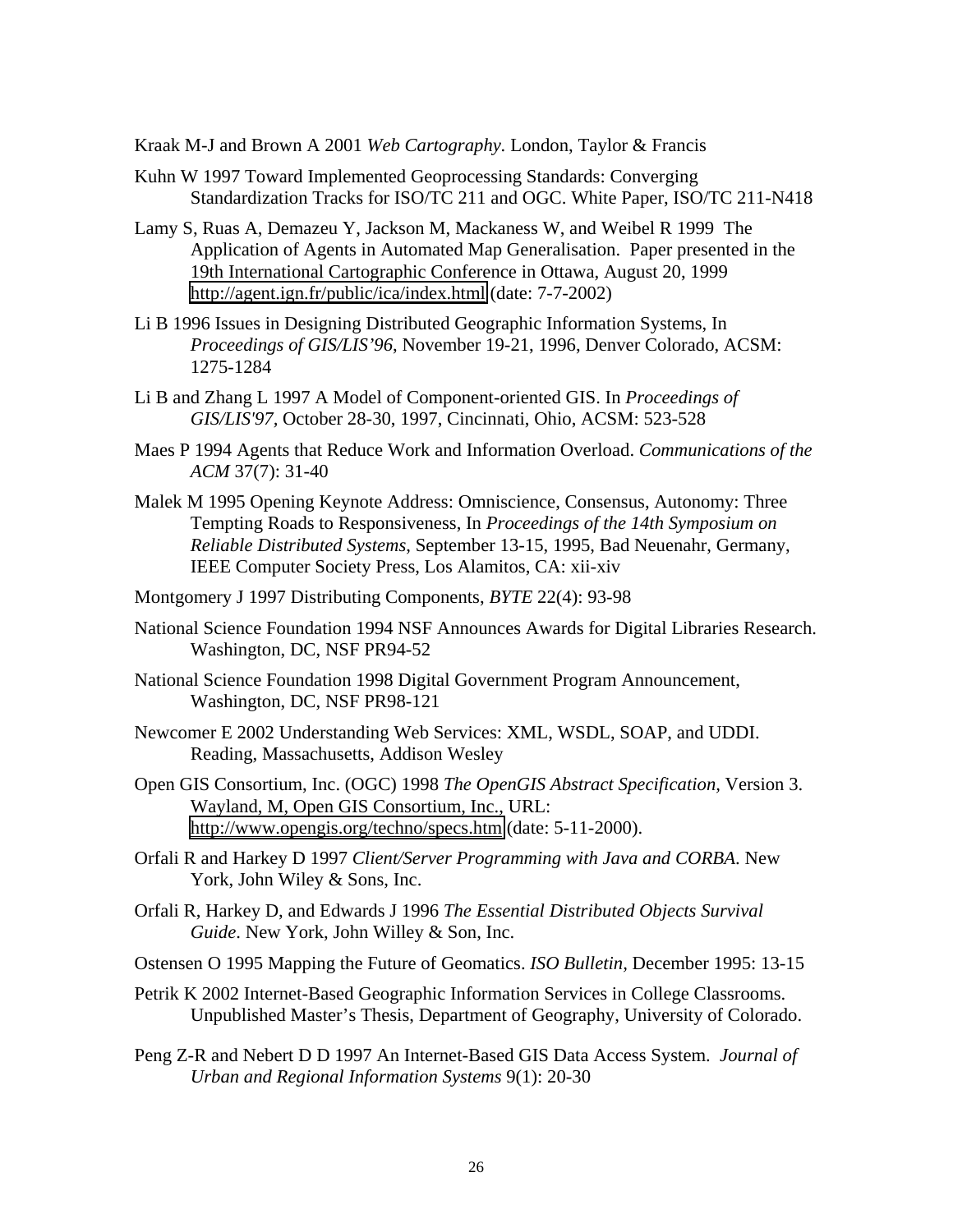Kraak M-J and Brown A 2001 *Web Cartography*. London, Taylor & Francis

Kuhn W 1997 Toward Implemented Geoprocessing Standards: Converging Standardization Tracks for ISO/TC 211 and OGC. White Paper, ISO/TC 211-N418

Lamy S, Ruas A, Demazeu Y, Jackson M, Mackaness W, and Weibel R 1999 The Application of Agents in Automated Map Generalisation. Paper presented in the 19th International Cartographic Conference in Ottawa, August 20, 1999 http://agent.ign.fr/public/ica/index.html (date: 7-7-2002)

Li B 1996 Issues in Designing Distributed Geographic Information Systems, In *Proceedings of GIS/LIS'96*, November 19-21, 1996, Denver Colorado, ACSM: 1275-1284

Li B and Zhang L 1997 A Model of Component-oriented GIS. In *Proceedings of GIS/LIS'97*, October 28-30, 1997, Cincinnati, Ohio, ACSM: 523-528

Maes P 1994 Agents that Reduce Work and Information Overload. *Communications of the ACM* 37(7): 31-40

Malek M 1995 Opening Keynote Address: Omniscience, Consensus, Autonomy: Three Tempting Roads to Responsiveness, In *Proceedings of the 14th Symposium on Reliable Distributed Systems*, September 13-15, 1995, Bad Neuenahr, Germany, IEEE Computer Society Press, Los Alamitos, CA: xii-xiv

Montgomery J 1997 Distributing Components, *BYTE* 22(4): 93-98

National Science Foundation 1994 NSF Announces Awards for Digital Libraries Research. Washington, DC, NSF PR94-52

National Science Foundation 1998 Digital Government Program Announcement, Washington, DC, NSF PR98-121

Newcomer E 2002 Understanding Web Services: XML, WSDL, SOAP, and UDDI. Reading, Massachusetts, Addison Wesley

Open GIS Consortium, Inc. (OGC) 1998 *The OpenGIS Abstract Specification*, Version 3. Wayland, M, Open GIS Consortium, Inc., URL: http://www.opengis.org/techno/specs.htm (date: 5-11-2000).

Orfali R and Harkey D 1997 *Client/Server Programming with Java and CORBA*. New York, John Wiley & Sons, Inc.

Orfali R, Harkey D, and Edwards J 1996 *The Essential Distributed Objects Survival Guide*. New York, John Willey & Son, Inc.

Ostensen O 1995 Mapping the Future of Geomatics. *ISO Bulletin*, December 1995: 13-15

Petrik K 2002 Internet-Based Geographic Information Services in College Classrooms. Unpublished Master's Thesis, Department of Geography, University of Colorado.

Peng Z-R and Nebert D D 1997 An Internet-Based GIS Data Access System. *Journal of Urban and Regional Information Systems* 9(1): 20-30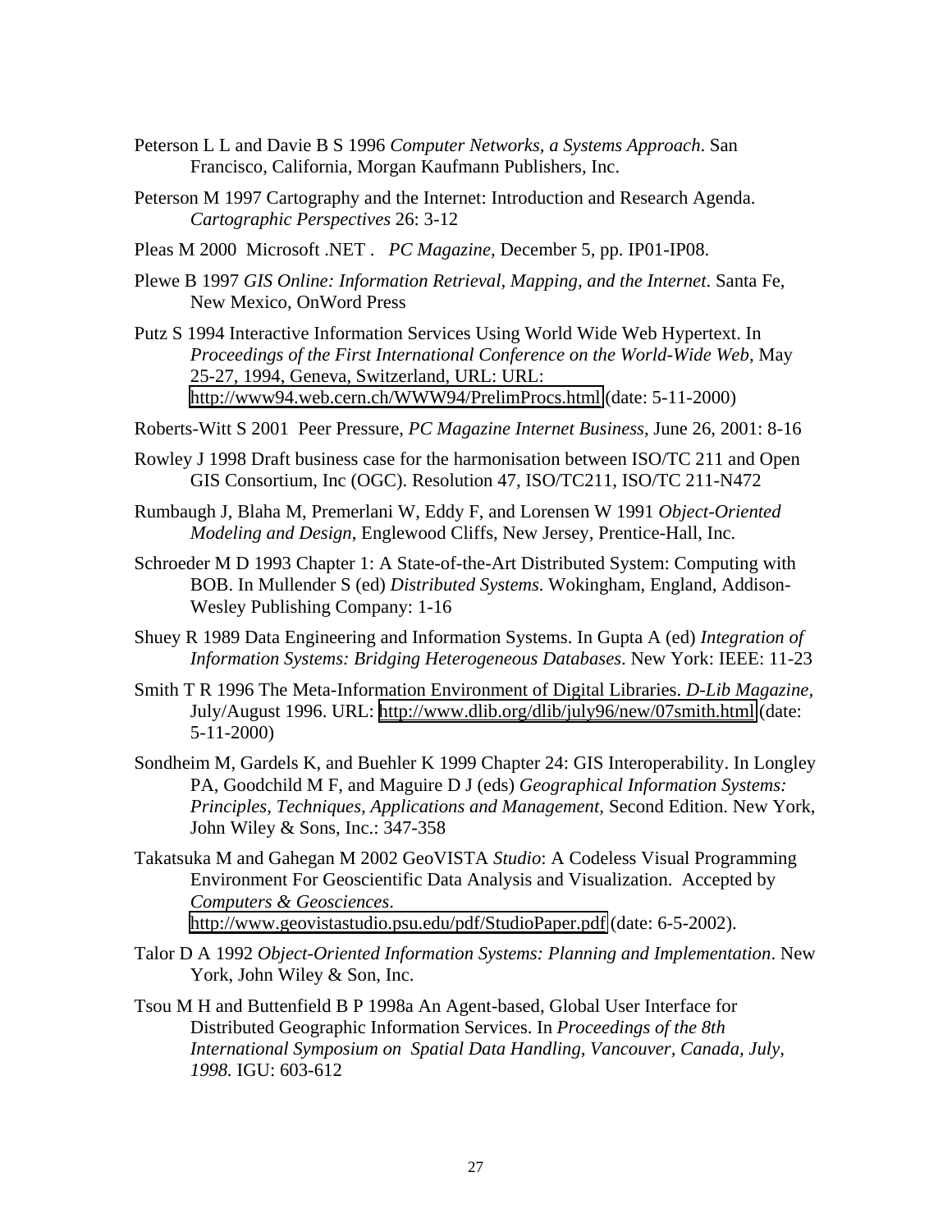Peterson L L and Davie B S 1996 *Computer Networks, a Systems Approach*. San Francisco, California, Morgan Kaufmann Publishers, Inc.

Peterson M 1997 Cartography and the Internet: Introduction and Research Agenda. *Cartographic Perspectives* 26: 3-12

Pleas M 2000 Microsoft .NET . *PC Magazine*, December 5, pp. IP01-IP08.

Plewe B 1997 *GIS Online: Information Retrieval, Mapping, and the Internet*. Santa Fe, New Mexico, OnWord Press

Putz S 1994 Interactive Information Services Using World Wide Web Hypertext. In *Proceedings of the First International Conference on the World-Wide Web*, May 25-27, 1994, Geneva, Switzerland, URL: URL: http://www94.web.cern.ch/WWW94/PrelimProcs.html (date: 5-11-2000)

Roberts-Witt S 2001 Peer Pressure, *PC Magazine Internet Business*, June 26, 2001: 8-16

Rowley J 1998 Draft business case for the harmonisation between ISO/TC 211 and Open GIS Consortium, Inc (OGC). Resolution 47, ISO/TC211, ISO/TC 211-N472

Rumbaugh J, Blaha M, Premerlani W, Eddy F, and Lorensen W 1991 *Object-Oriented Modeling and Design*, Englewood Cliffs, New Jersey, Prentice-Hall, Inc.

Schroeder M D 1993 Chapter 1: A State-of-the-Art Distributed System: Computing with BOB. In Mullender S (ed) *Distributed Systems*. Wokingham, England, Addison-Wesley Publishing Company: 1-16

Shuey R 1989 Data Engineering and Information Systems. In Gupta A (ed) *Integration of Information Systems: Bridging Heterogeneous Databases*. New York: IEEE: 11-23

Smith T R 1996 The Meta-Information Environment of Digital Libraries. *D-Lib Magazine*, July/August 1996. URL: http://www.dlib.org/dlib/july96/new/07smith.html (date: 5-11-2000)

Sondheim M, Gardels K, and Buehler K 1999 Chapter 24: GIS Interoperability. In Longley PA, Goodchild M F, and Maguire D J (eds) *Geographical Information Systems: Principles, Techniques, Applications and Management*, Second Edition. New York, John Wiley & Sons, Inc.: 347-358

Takatsuka M and Gahegan M 2002 GeoVISTA *Studio*: A Codeless Visual Programming Environment For Geoscientific Data Analysis and Visualization. Accepted by *Computers & Geosciences*. http://www.geovistastudio.psu.edu/pdf/StudioPaper.pdf (date: 6-5-2002).

Talor D A 1992 *Object-Oriented Information Systems: Planning and Implementation*. New York, John Wiley & Son, Inc.

Tsou M H and Buttenfield B P 1998a An Agent-based, Global User Interface for Distributed Geographic Information Services. In *Proceedings of the 8th International Symposium on Spatial Data Handling, Vancouver, Canada, July, 1998.* IGU: 603-612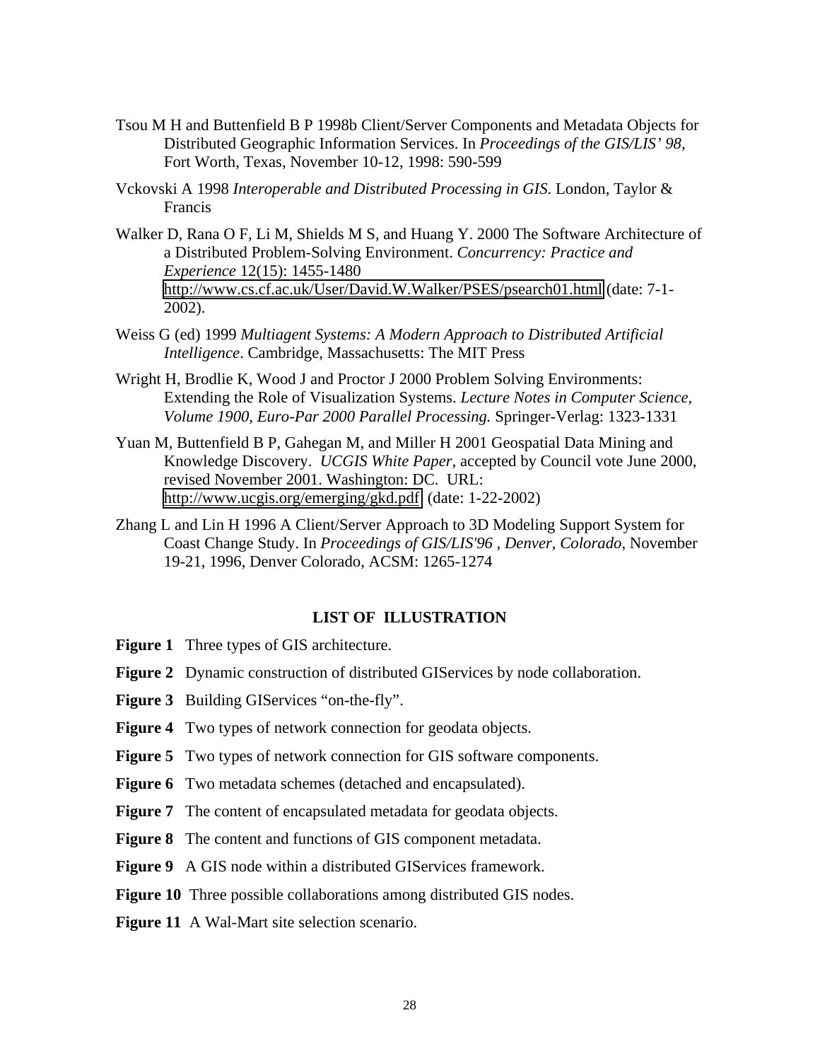Tsou M H and Buttenfield B P 1998b Client/Server Components and Metadata Objects for Distributed Geographic Information Services. In *Proceedings of the GIS/LIS' 98*, Fort Worth, Texas, November 10-12, 1998: 590-599

Vckovski A 1998 *Interoperable and Distributed Processing in GIS*. London, Taylor & Francis

Walker D, Rana O F, Li M, Shields M S, and Huang Y. 2000 The Software Architecture of a Distributed Problem-Solving Environment. *Concurrency: Practice and Experience* 12(15): 1455-1480 http://www.cs.cf.ac.uk/User/David.W.Walker/PSES/psearch01.html (date: 7-1-2002).

Weiss G (ed) 1999 *Multiagent Systems: A Modern Approach to Distributed Artificial Intelligence*. Cambridge, Massachusetts: The MIT Press

Wright H, Brodlie K, Wood J and Proctor J 2000 Problem Solving Environments: Extending the Role of Visualization Systems. *Lecture Notes in Computer Science, Volume 1900, Euro-Par 2000 Parallel Processing.* Springer-Verlag: 1323-1331

Yuan M, Buttenfield B P, Gahegan M, and Miller H 2001 Geospatial Data Mining and Knowledge Discovery. *UCGIS White Paper*, accepted by Council vote June 2000, revised November 2001. Washington: DC. URL: http://www.ucgis.org/emerging/gkd.pdf (date: 1-22-2002)

Zhang L and Lin H 1996 A Client/Server Approach to 3D Modeling Support System for Coast Change Study. In *Proceedings of GIS/LIS'96 , Denver, Colorado*, November 19-21, 1996, Denver Colorado, ACSM: 1265-1274

## LIST OF ILLUSTRATION

**Figure 1** Three types of GIS architecture.

**Figure 2** Dynamic construction of distributed GIServices by node collaboration.

**Figure 3** Building GIServices "on-the-fly".

**Figure 4** Two types of network connection for geodata objects.

**Figure 5** Two types of network connection for GIS software components.

**Figure 6** Two metadata schemes (detached and encapsulated).

**Figure 7** The content of encapsulated metadata for geodata objects.

**Figure 8** The content and functions of GIS component metadata.

**Figure 9** A GIS node within a distributed GIServices framework.

**Figure 10** Three possible collaborations among distributed GIS nodes.

**Figure 11** A Wal-Mart site selection scenario.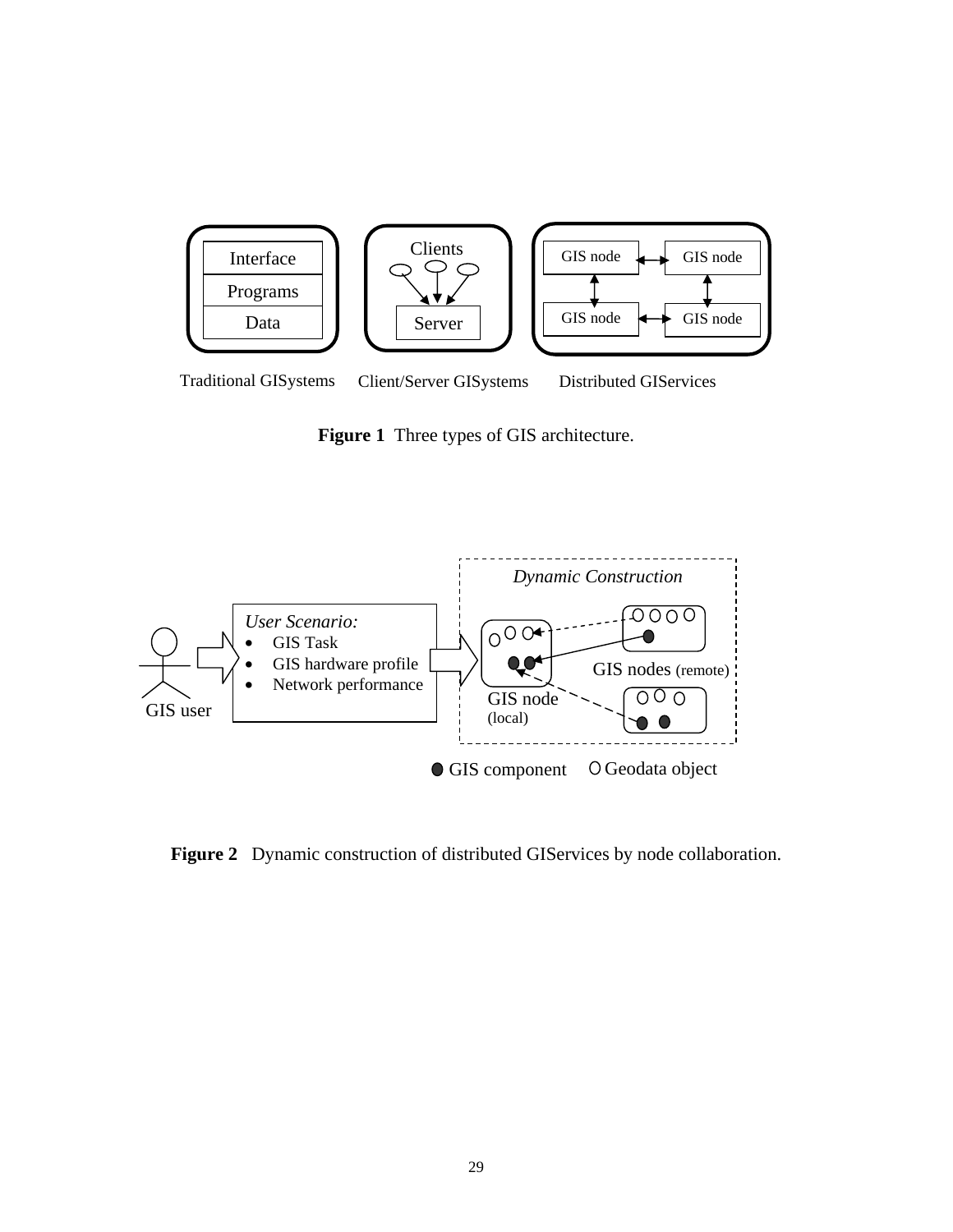Traditional GISystems Client/Server GISystems Distributed GIServices

**Figure 1** Three types of GIS architecture.

**Figure 2** Dynamic construction of distributed GIServices by node collaboration.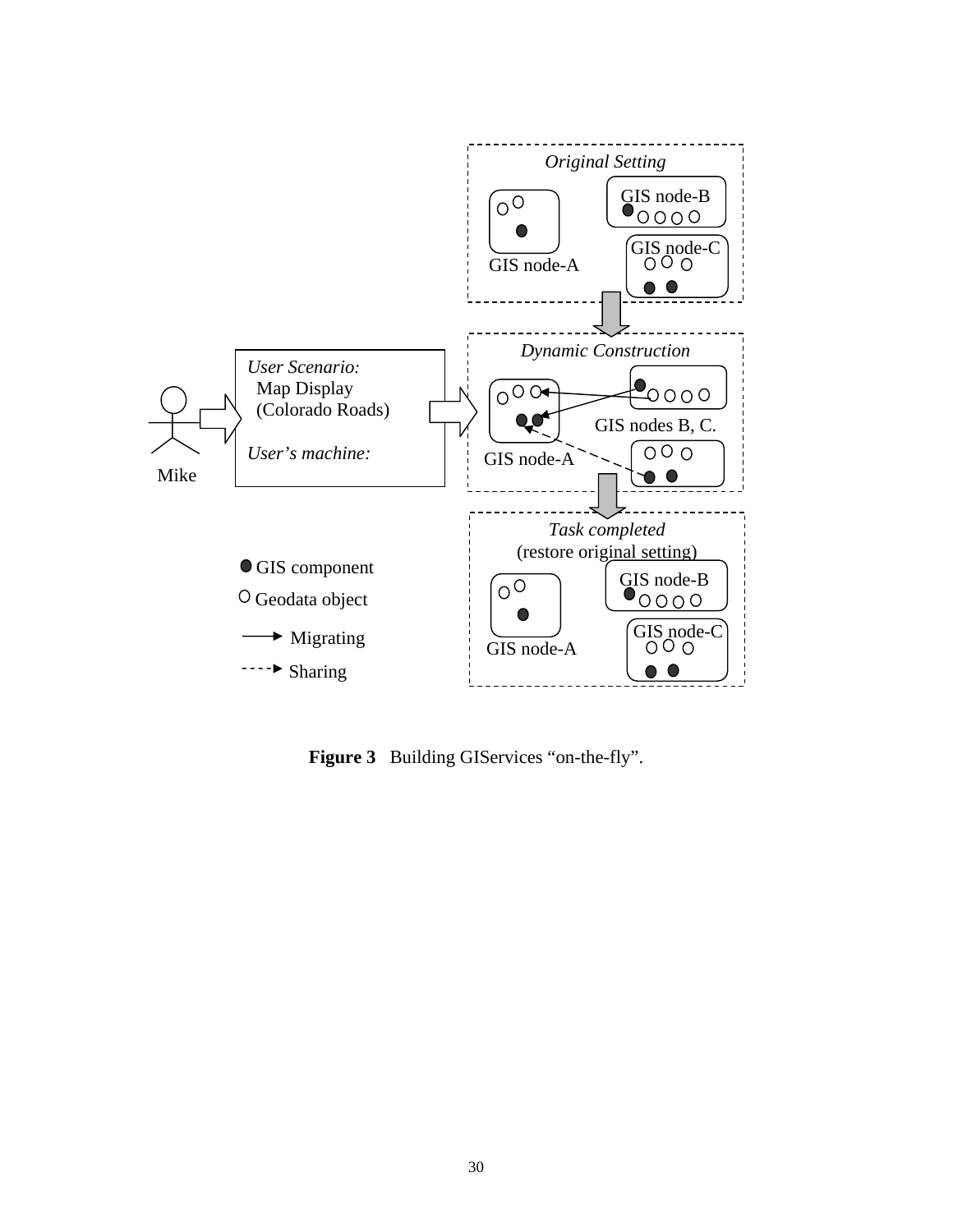**Figure 3** Building GIServices "on-the-fly".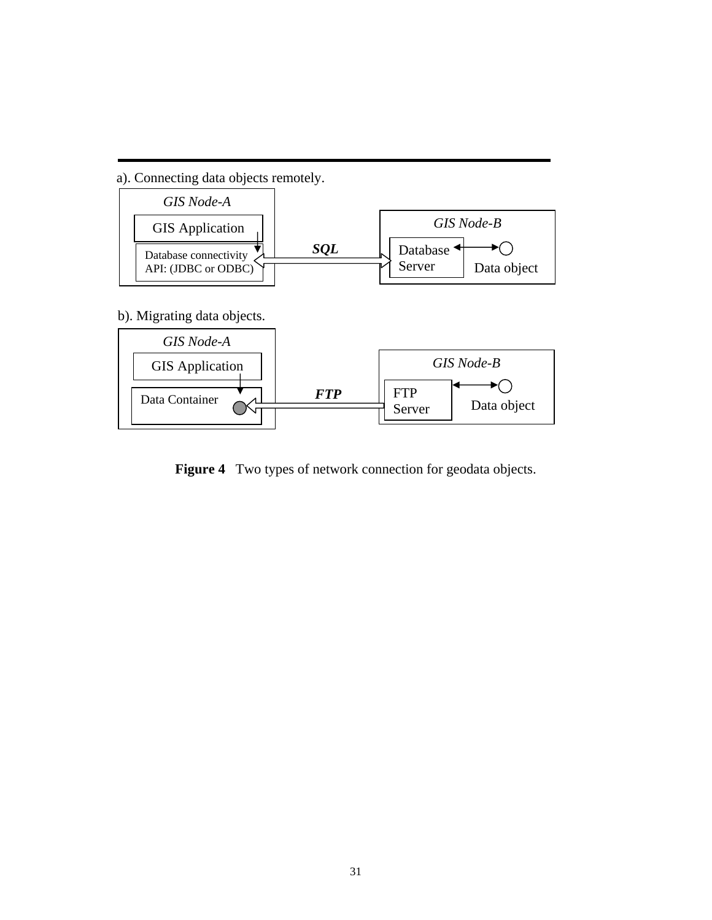a). Connecting data objects remotely.

*GIS Node-A*

GIS Application

Database connectivity API: (JDBC or ODBC)

***SQL***

*GIS Node-B*

Database Server

Data object

b). Migrating data objects.

*GIS Node-A*

GIS Application

Data Container

***FTP***

*GIS Node-B*

FTP Server

Data object

**Figure 4** Two types of network connection for geodata objects.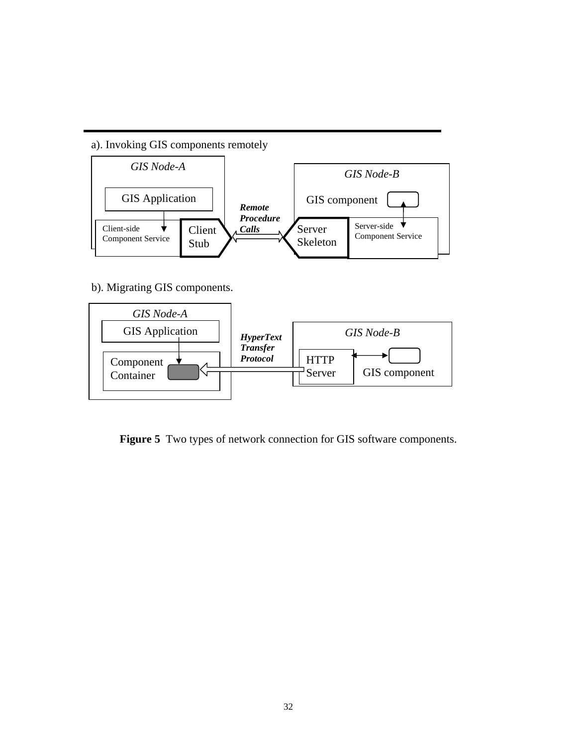a). Invoking GIS components remotely

GIS Node-A

GIS Application

Client-side Component Service

Client Stub

*Remote Procedure Calls*

GIS Node-B

GIS component

Server Skeleton

Server-side Component Service

b). Migrating GIS components.

GIS Node-A

GIS Application

Component Container

*HyperText Transfer Protocol*

GIS Node-B

HTTP Server

GIS component

**Figure 5** Two types of network connection for GIS software components.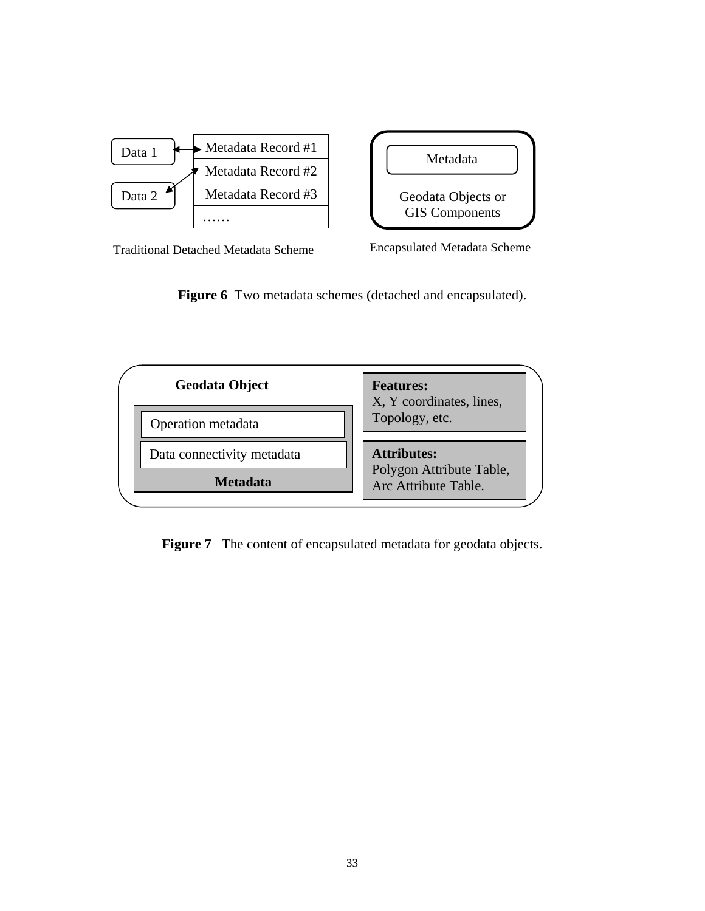Data 1

Data 2

Metadata Record #1

Metadata Record #2

Metadata Record #3

……

Traditional Detached Metadata Scheme

Metadata

Geodata Objects or GIS Components

Encapsulated Metadata Scheme

**Figure 6** Two metadata schemes (detached and encapsulated).

**Geodata Object**

Operation metadata

Data connectivity metadata

**Metadata**

**Features:**
X, Y coordinates, lines, Topology, etc.

**Attributes:**
Polygon Attribute Table, Arc Attribute Table.

**Figure 7** The content of encapsulated metadata for geodata objects.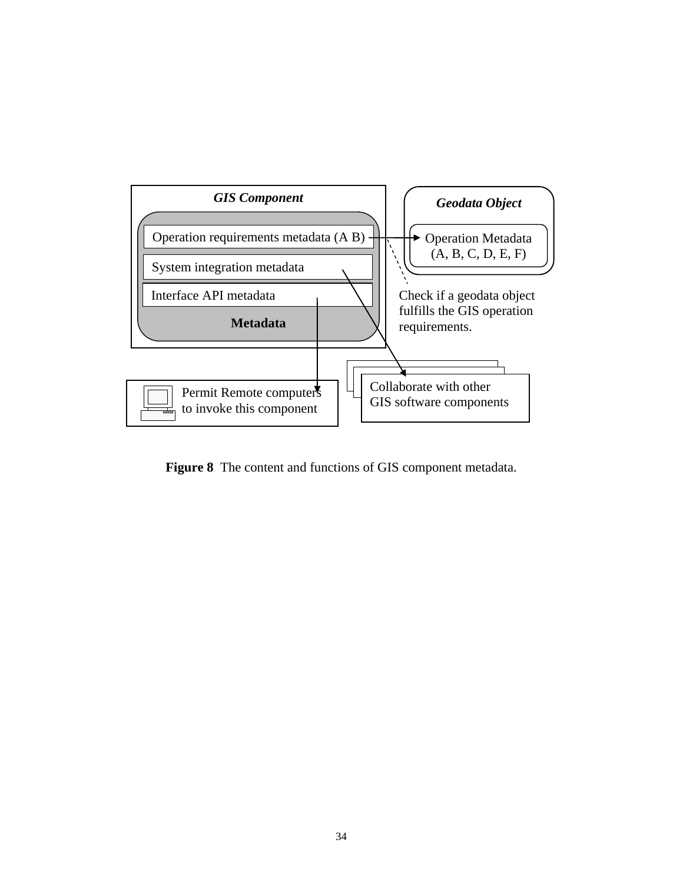GIS Component

Operation requirements metadata (A B)

System integration metadata

Interface API metadata

Metadata

Geodata Object

Operation Metadata (A, B, C, D, E, F)

Check if a geodata object fulfills the GIS operation requirements.

Permit Remote computers to invoke this component

Collaborate with other GIS software components

**Figure 8** The content and functions of GIS component metadata.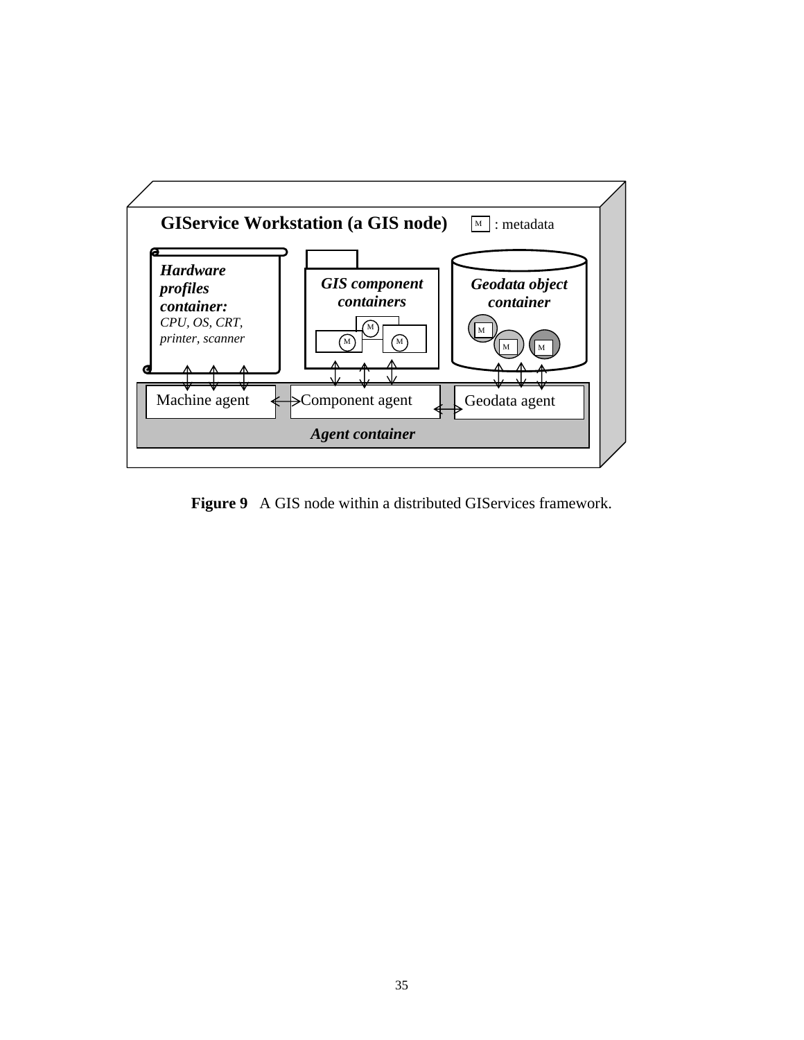**Figure 9** A GIS node within a distributed GIServices framework.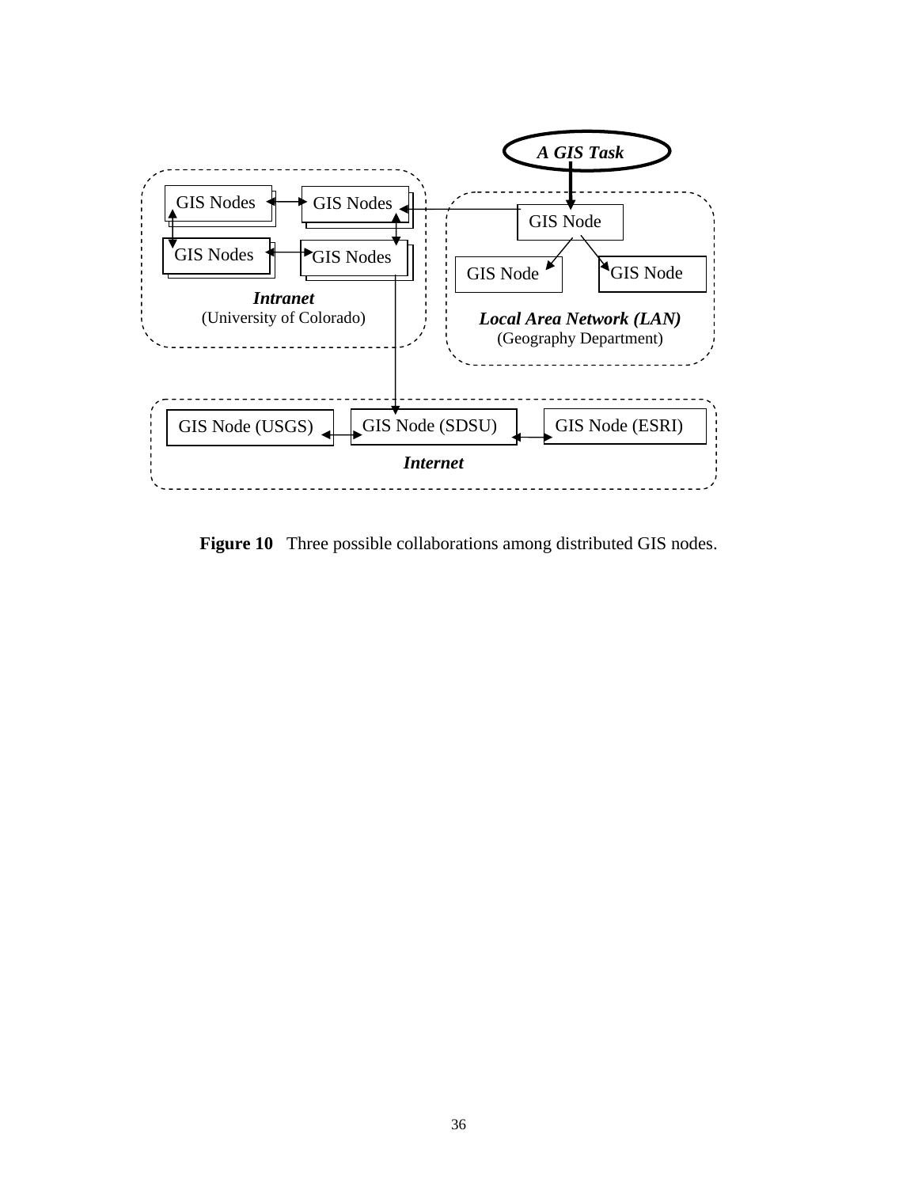A GIS Task

GIS Nodes | GIS Nodes
GIS Nodes | GIS Nodes

*Intranet*
(University of Colorado)

GIS Node
GIS Node | GIS Node

***Local Area Network (LAN)***
(Geography Department)

GIS Node (USGS) | GIS Node (SDSU) | GIS Node (ESRI)

***Internet***

**Figure 10** Three possible collaborations among distributed GIS nodes.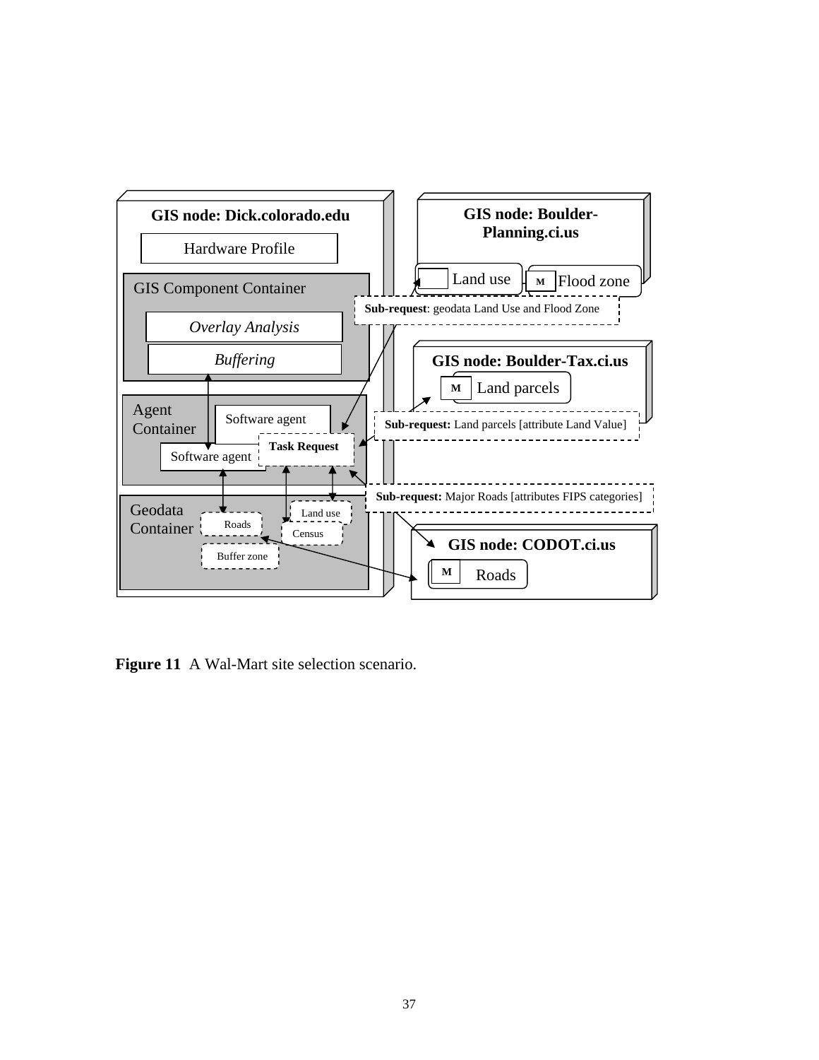GIS node: Dick.colorado.edu

Hardware Profile

GIS Component Container

*Overlay Analysis*

*Buffering*

Agent Container

Software agent

Software agent

**Task Request**

Geodata Container

Roads

Land use

Census

Buffer zone

GIS node: Boulder-Planning.ci.us

Land use

M Flood zone

**Sub-request**: geodata Land Use and Flood Zone

GIS node: Boulder-Tax.ci.us

M Land parcels

**Sub-request:** Land parcels [attribute Land Value]

**Sub-request:** Major Roads [attributes FIPS categories]

GIS node: CODOT.ci.us

M Roads

**Figure 11** A Wal-Mart site selection scenario.